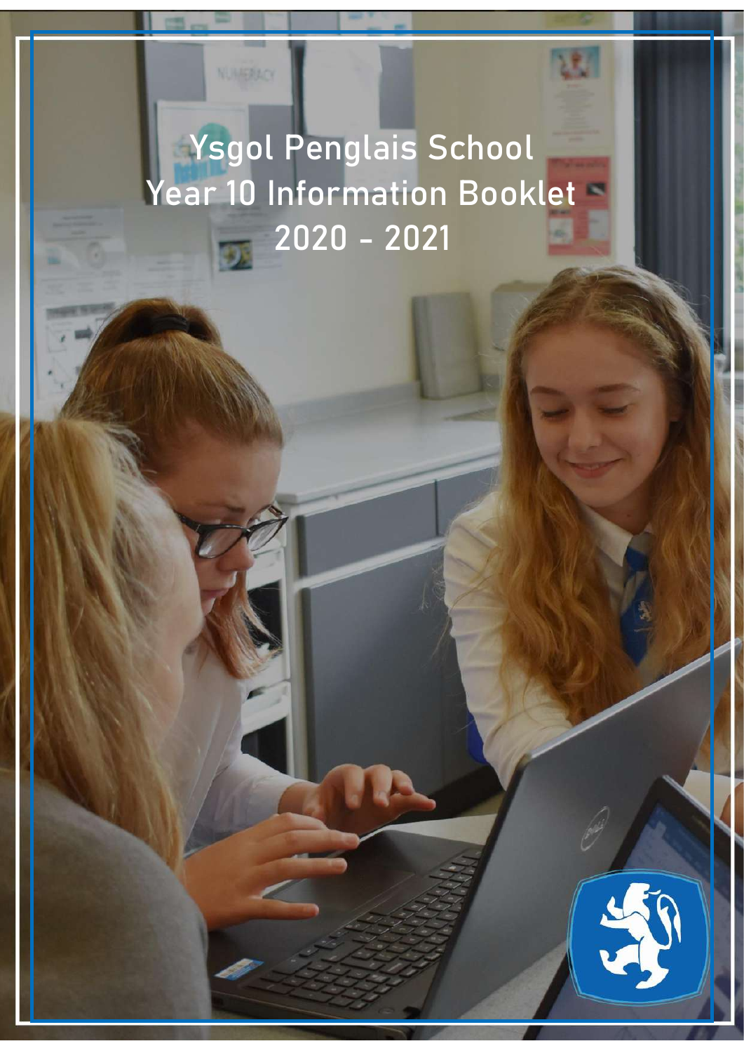# Ysgol Penglais School
# Year 10 Information Booklet
# 2020 - 2021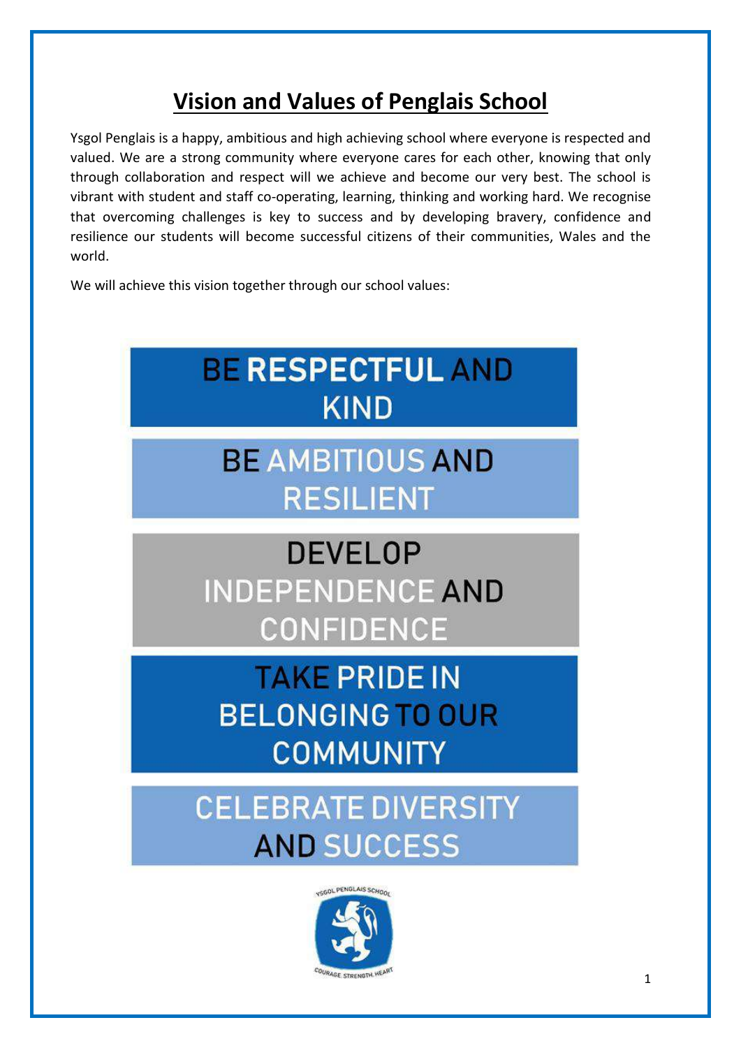# Vision and Values of Penglais School

Ysgol Penglais is a happy, ambitious and high achieving school where everyone is respected and valued. We are a strong community where everyone cares for each other, knowing that only through collaboration and respect will we achieve and become our very best. The school is vibrant with student and staff co-operating, learning, thinking and working hard. We recognise that overcoming challenges is key to success and by developing bravery, confidence and resilience our students will become successful citizens of their communities, Wales and the world.

We will achieve this vision together through our school values:

- BE RESPECTFUL AND KIND
- BE AMBITIOUS AND RESILIENT
- DEVELOP INDEPENDENCE AND CONFIDENCE
- TAKE PRIDE IN BELONGING TO OUR COMMUNITY
- CELEBRATE DIVERSITY AND SUCCESS

YSGOL PENGLAIS SCHOOL

COURAGE. STRENGTH. HEART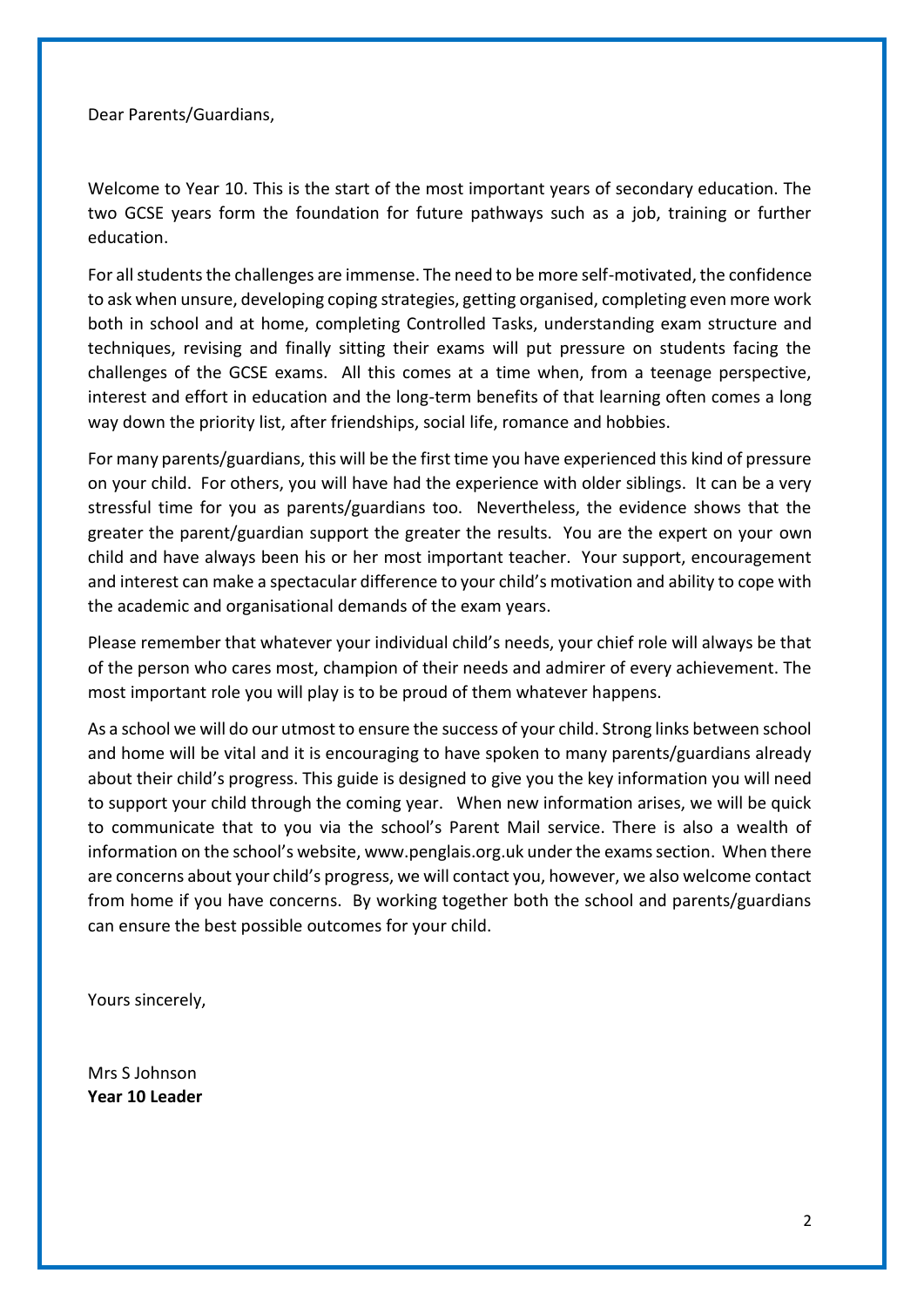Dear Parents/Guardians,

Welcome to Year 10. This is the start of the most important years of secondary education. The two GCSE years form the foundation for future pathways such as a job, training or further education.

For all students the challenges are immense. The need to be more self-motivated, the confidence to ask when unsure, developing coping strategies, getting organised, completing even more work both in school and at home, completing Controlled Tasks, understanding exam structure and techniques, revising and finally sitting their exams will put pressure on students facing the challenges of the GCSE exams. All this comes at a time when, from a teenage perspective, interest and effort in education and the long-term benefits of that learning often comes a long way down the priority list, after friendships, social life, romance and hobbies.

For many parents/guardians, this will be the first time you have experienced this kind of pressure on your child. For others, you will have had the experience with older siblings. It can be a very stressful time for you as parents/guardians too. Nevertheless, the evidence shows that the greater the parent/guardian support the greater the results. You are the expert on your own child and have always been his or her most important teacher. Your support, encouragement and interest can make a spectacular difference to your child's motivation and ability to cope with the academic and organisational demands of the exam years.

Please remember that whatever your individual child's needs, your chief role will always be that of the person who cares most, champion of their needs and admirer of every achievement. The most important role you will play is to be proud of them whatever happens.

As a school we will do our utmost to ensure the success of your child. Strong links between school and home will be vital and it is encouraging to have spoken to many parents/guardians already about their child's progress. This guide is designed to give you the key information you will need to support your child through the coming year. When new information arises, we will be quick to communicate that to you via the school's Parent Mail service. There is also a wealth of information on the school's website, www.penglais.org.uk under the exams section. When there are concerns about your child's progress, we will contact you, however, we also welcome contact from home if you have concerns. By working together both the school and parents/guardians can ensure the best possible outcomes for your child.

Yours sincerely,

Mrs S Johnson
**Year 10 Leader**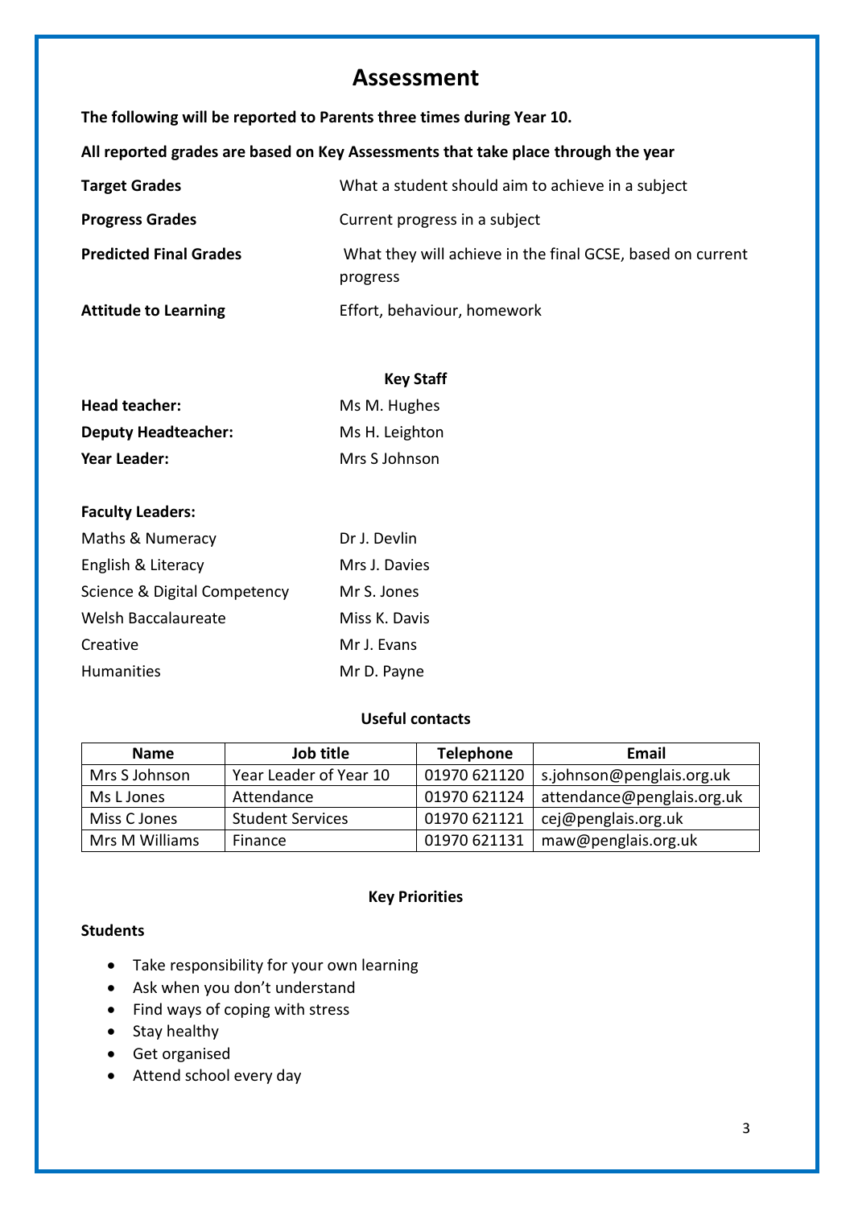# Assessment

**The following will be reported to Parents three times during Year 10.**

**All reported grades are based on Key Assessments that take place through the year**

| | |
|---|---|
| **Target Grades** | What a student should aim to achieve in a subject |
| **Progress Grades** | Current progress in a subject |
| **Predicted Final Grades** | What they will achieve in the final GCSE, based on current progress |
| **Attitude to Learning** | Effort, behaviour, homework |

**Key Staff**

| | |
|---|---|
| **Head teacher:** | Ms M. Hughes |
| **Deputy Headteacher:** | Ms H. Leighton |
| **Year Leader:** | Mrs S Johnson |

**Faculty Leaders:**

| | |
|---|---|
| Maths & Numeracy | Dr J. Devlin |
| English & Literacy | Mrs J. Davies |
| Science & Digital Competency | Mr S. Jones |
| Welsh Baccalaureate | Miss K. Davis |
| Creative | Mr J. Evans |
| Humanities | Mr D. Payne |

**Useful contacts**

| Name | Job title | Telephone | Email |
|---|---|---|---|
| Mrs S Johnson | Year Leader of Year 10 | 01970 621120 | s.johnson@penglais.org.uk |
| Ms L Jones | Attendance | 01970 621124 | attendance@penglais.org.uk |
| Miss C Jones | Student Services | 01970 621121 | cej@penglais.org.uk |
| Mrs M Williams | Finance | 01970 621131 | maw@penglais.org.uk |

**Key Priorities**

**Students**

- Take responsibility for your own learning
- Ask when you don't understand
- Find ways of coping with stress
- Stay healthy
- Get organised
- Attend school every day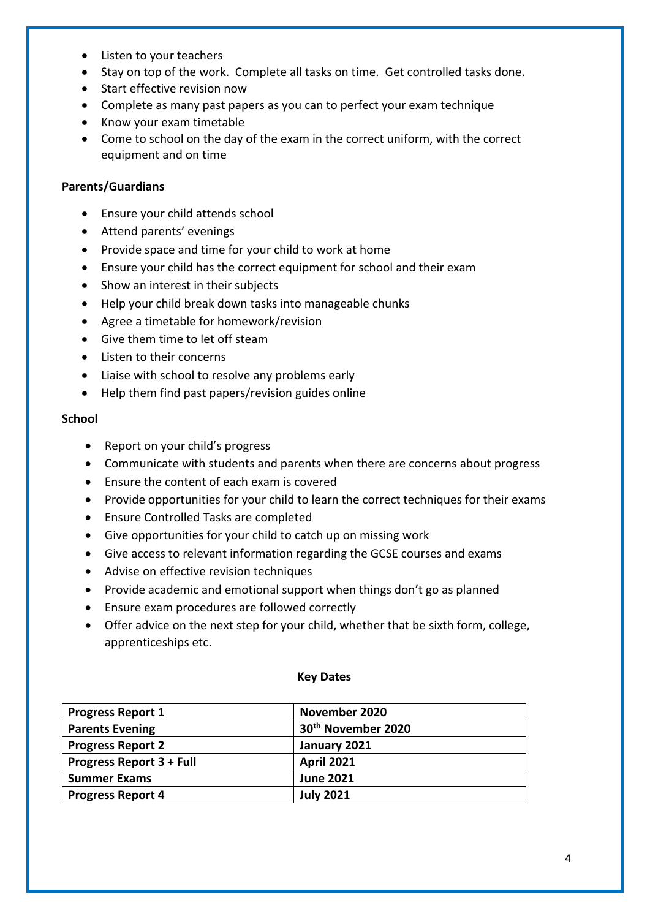- Listen to your teachers
- Stay on top of the work. Complete all tasks on time. Get controlled tasks done.
- Start effective revision now
- Complete as many past papers as you can to perfect your exam technique
- Know your exam timetable
- Come to school on the day of the exam in the correct uniform, with the correct equipment and on time

**Parents/Guardians**

- Ensure your child attends school
- Attend parents' evenings
- Provide space and time for your child to work at home
- Ensure your child has the correct equipment for school and their exam
- Show an interest in their subjects
- Help your child break down tasks into manageable chunks
- Agree a timetable for homework/revision
- Give them time to let off steam
- Listen to their concerns
- Liaise with school to resolve any problems early
- Help them find past papers/revision guides online

**School**

- Report on your child's progress
- Communicate with students and parents when there are concerns about progress
- Ensure the content of each exam is covered
- Provide opportunities for your child to learn the correct techniques for their exams
- Ensure Controlled Tasks are completed
- Give opportunities for your child to catch up on missing work
- Give access to relevant information regarding the GCSE courses and exams
- Advise on effective revision techniques
- Provide academic and emotional support when things don't go as planned
- Ensure exam procedures are followed correctly
- Offer advice on the next step for your child, whether that be sixth form, college, apprenticeships etc.

**Key Dates**

| **Progress Report 1** | **November 2020** |
|---|---|
| **Parents Evening** | **30th November 2020** |
| **Progress Report 2** | **January 2021** |
| **Progress Report 3 + Full** | **April 2021** |
| **Summer Exams** | **June 2021** |
| **Progress Report 4** | **July 2021** |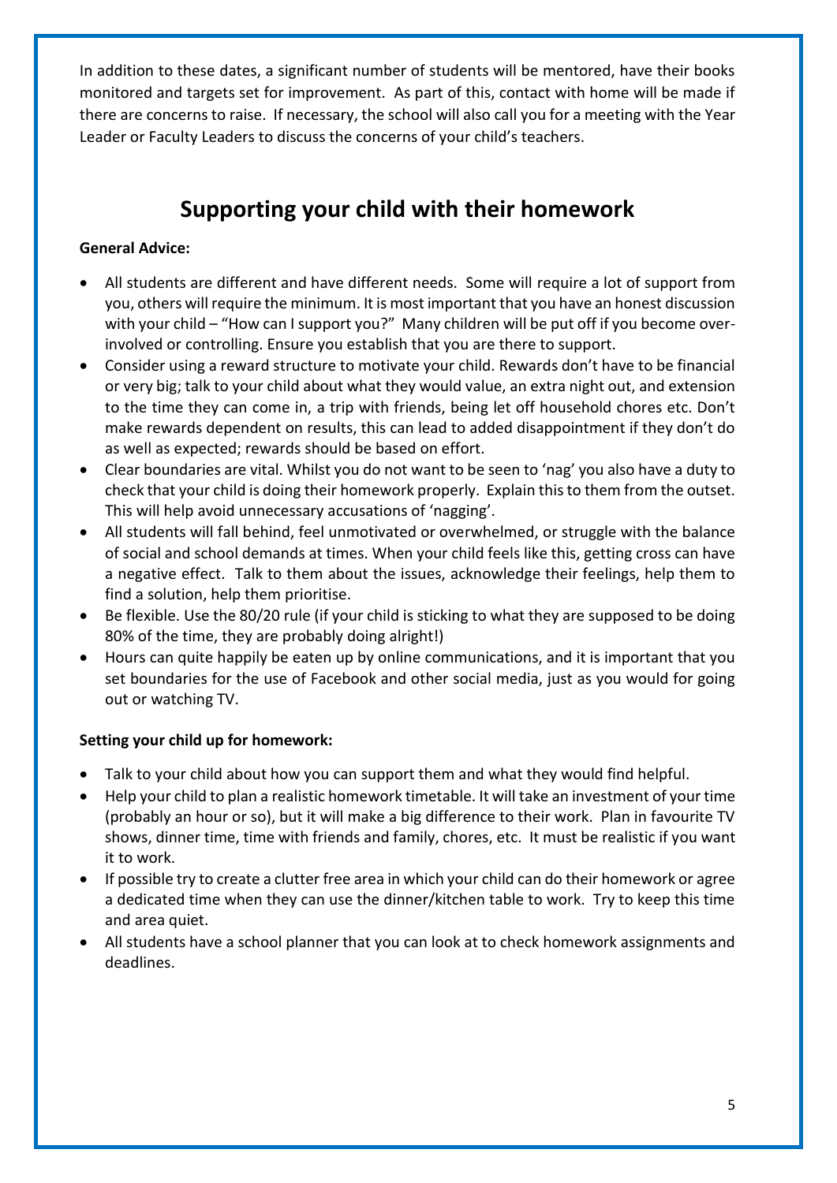In addition to these dates, a significant number of students will be mentored, have their books monitored and targets set for improvement. As part of this, contact with home will be made if there are concerns to raise. If necessary, the school will also call you for a meeting with the Year Leader or Faculty Leaders to discuss the concerns of your child's teachers.

# Supporting your child with their homework

**General Advice:**

- All students are different and have different needs. Some will require a lot of support from you, others will require the minimum. It is most important that you have an honest discussion with your child – "How can I support you?" Many children will be put off if you become over-involved or controlling. Ensure you establish that you are there to support.
- Consider using a reward structure to motivate your child. Rewards don't have to be financial or very big; talk to your child about what they would value, an extra night out, and extension to the time they can come in, a trip with friends, being let off household chores etc. Don't make rewards dependent on results, this can lead to added disappointment if they don't do as well as expected; rewards should be based on effort.
- Clear boundaries are vital. Whilst you do not want to be seen to 'nag' you also have a duty to check that your child is doing their homework properly. Explain this to them from the outset. This will help avoid unnecessary accusations of 'nagging'.
- All students will fall behind, feel unmotivated or overwhelmed, or struggle with the balance of social and school demands at times. When your child feels like this, getting cross can have a negative effect. Talk to them about the issues, acknowledge their feelings, help them to find a solution, help them prioritise.
- Be flexible. Use the 80/20 rule (if your child is sticking to what they are supposed to be doing 80% of the time, they are probably doing alright!)
- Hours can quite happily be eaten up by online communications, and it is important that you set boundaries for the use of Facebook and other social media, just as you would for going out or watching TV.

**Setting your child up for homework:**

- Talk to your child about how you can support them and what they would find helpful.
- Help your child to plan a realistic homework timetable. It will take an investment of your time (probably an hour or so), but it will make a big difference to their work. Plan in favourite TV shows, dinner time, time with friends and family, chores, etc. It must be realistic if you want it to work.
- If possible try to create a clutter free area in which your child can do their homework or agree a dedicated time when they can use the dinner/kitchen table to work. Try to keep this time and area quiet.
- All students have a school planner that you can look at to check homework assignments and deadlines.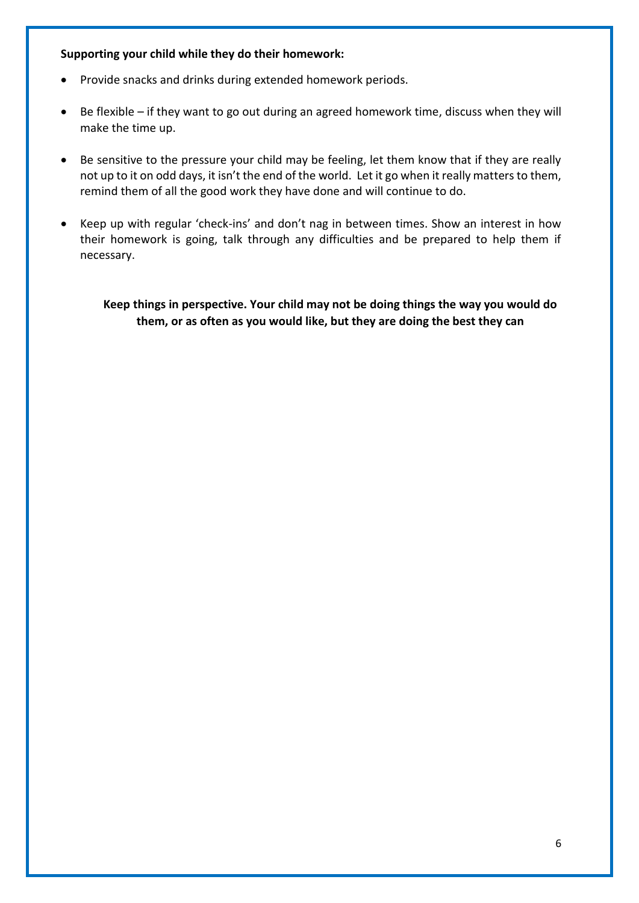**Supporting your child while they do their homework:**

- Provide snacks and drinks during extended homework periods.
- Be flexible – if they want to go out during an agreed homework time, discuss when they will make the time up.
- Be sensitive to the pressure your child may be feeling, let them know that if they are really not up to it on odd days, it isn't the end of the world. Let it go when it really matters to them, remind them of all the good work they have done and will continue to do.
- Keep up with regular 'check-ins' and don't nag in between times. Show an interest in how their homework is going, talk through any difficulties and be prepared to help them if necessary.

**Keep things in perspective. Your child may not be doing things the way you would do them, or as often as you would like, but they are doing the best they can**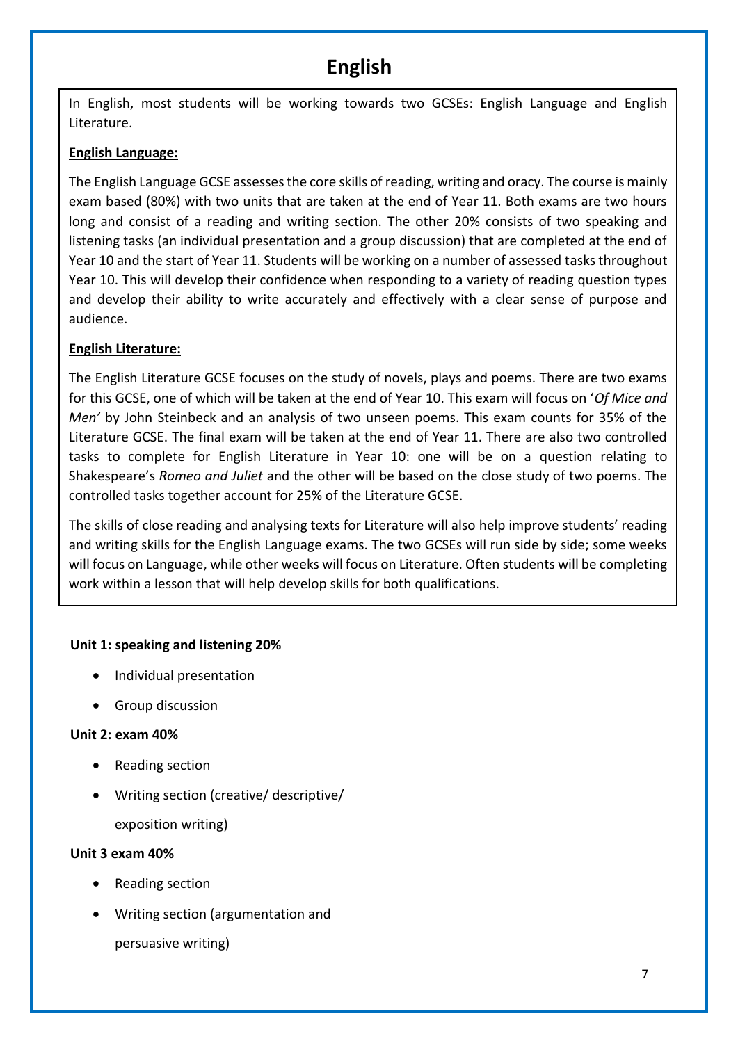# English

In English, most students will be working towards two GCSEs: English Language and English Literature.

**English Language:**

The English Language GCSE assesses the core skills of reading, writing and oracy. The course is mainly exam based (80%) with two units that are taken at the end of Year 11. Both exams are two hours long and consist of a reading and writing section. The other 20% consists of two speaking and listening tasks (an individual presentation and a group discussion) that are completed at the end of Year 10 and the start of Year 11. Students will be working on a number of assessed tasks throughout Year 10. This will develop their confidence when responding to a variety of reading question types and develop their ability to write accurately and effectively with a clear sense of purpose and audience.

**English Literature:**

The English Literature GCSE focuses on the study of novels, plays and poems. There are two exams for this GCSE, one of which will be taken at the end of Year 10. This exam will focus on '*Of Mice and Men'* by John Steinbeck and an analysis of two unseen poems. This exam counts for 35% of the Literature GCSE. The final exam will be taken at the end of Year 11. There are also two controlled tasks to complete for English Literature in Year 10: one will be on a question relating to Shakespeare's *Romeo and Juliet* and the other will be based on the close study of two poems. The controlled tasks together account for 25% of the Literature GCSE.

The skills of close reading and analysing texts for Literature will also help improve students' reading and writing skills for the English Language exams. The two GCSEs will run side by side; some weeks will focus on Language, while other weeks will focus on Literature. Often students will be completing work within a lesson that will help develop skills for both qualifications.

**Unit 1: speaking and listening 20%**

- Individual presentation
- Group discussion

**Unit 2: exam 40%**

- Reading section
- Writing section (creative/ descriptive/ exposition writing)

**Unit 3 exam 40%**

- Reading section
- Writing section (argumentation and persuasive writing)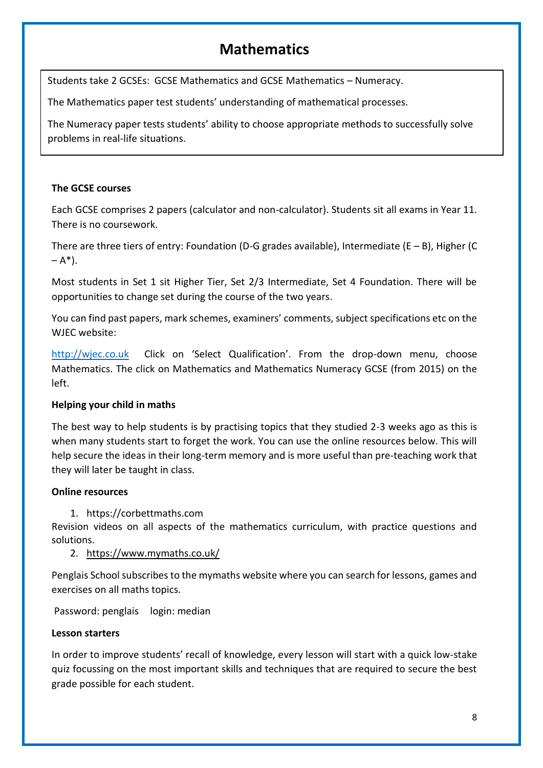# Mathematics

Students take 2 GCSEs: GCSE Mathematics and GCSE Mathematics – Numeracy.

The Mathematics paper test students' understanding of mathematical processes.

The Numeracy paper tests students' ability to choose appropriate methods to successfully solve problems in real-life situations.

**The GCSE courses**

Each GCSE comprises 2 papers (calculator and non-calculator). Students sit all exams in Year 11. There is no coursework.

There are three tiers of entry: Foundation (D-G grades available), Intermediate (E – B), Higher (C – A*).

Most students in Set 1 sit Higher Tier, Set 2/3 Intermediate, Set 4 Foundation. There will be opportunities to change set during the course of the two years.

You can find past papers, mark schemes, examiners' comments, subject specifications etc on the WJEC website:

http://wjec.co.uk  Click on 'Select Qualification'. From the drop-down menu, choose Mathematics. The click on Mathematics and Mathematics Numeracy GCSE (from 2015) on the left.

**Helping your child in maths**

The best way to help students is by practising topics that they studied 2-3 weeks ago as this is when many students start to forget the work. You can use the online resources below. This will help secure the ideas in their long-term memory and is more useful than pre-teaching work that they will later be taught in class.

**Online resources**

1. https://corbettmaths.com

Revision videos on all aspects of the mathematics curriculum, with practice questions and solutions.

2. https://www.mymaths.co.uk/

Penglais School subscribes to the mymaths website where you can search for lessons, games and exercises on all maths topics.

Password: penglais   login: median

**Lesson starters**

In order to improve students' recall of knowledge, every lesson will start with a quick low-stake quiz focussing on the most important skills and techniques that are required to secure the best grade possible for each student.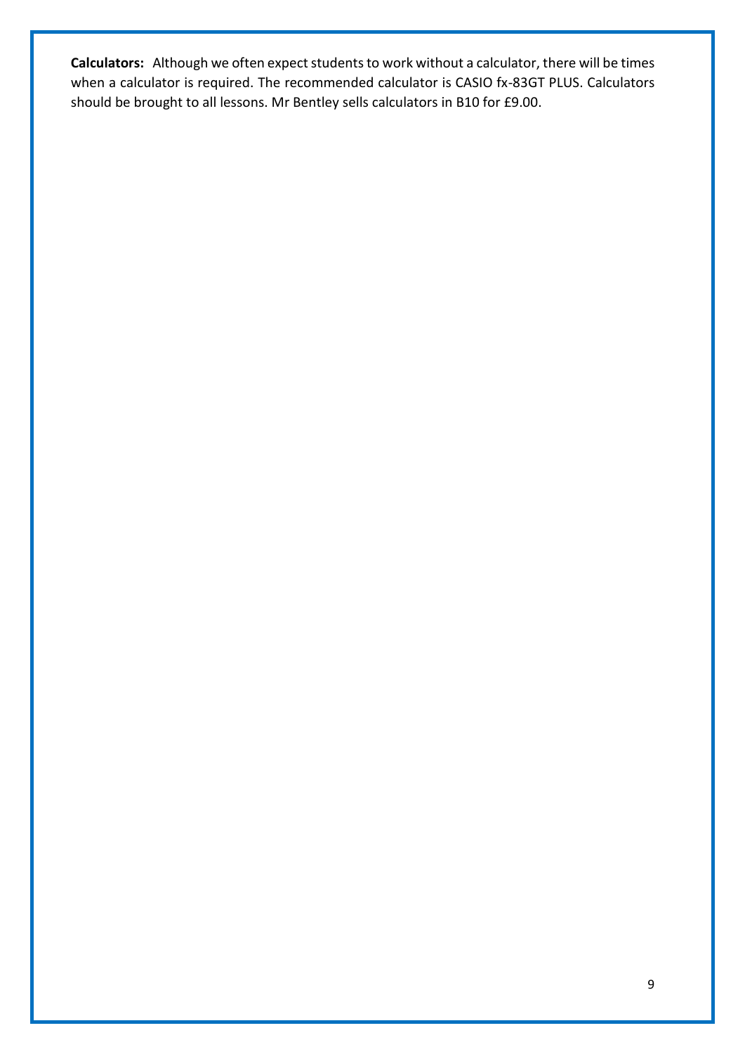**Calculators:** Although we often expect students to work without a calculator, there will be times when a calculator is required. The recommended calculator is CASIO fx-83GT PLUS. Calculators should be brought to all lessons. Mr Bentley sells calculators in B10 for £9.00.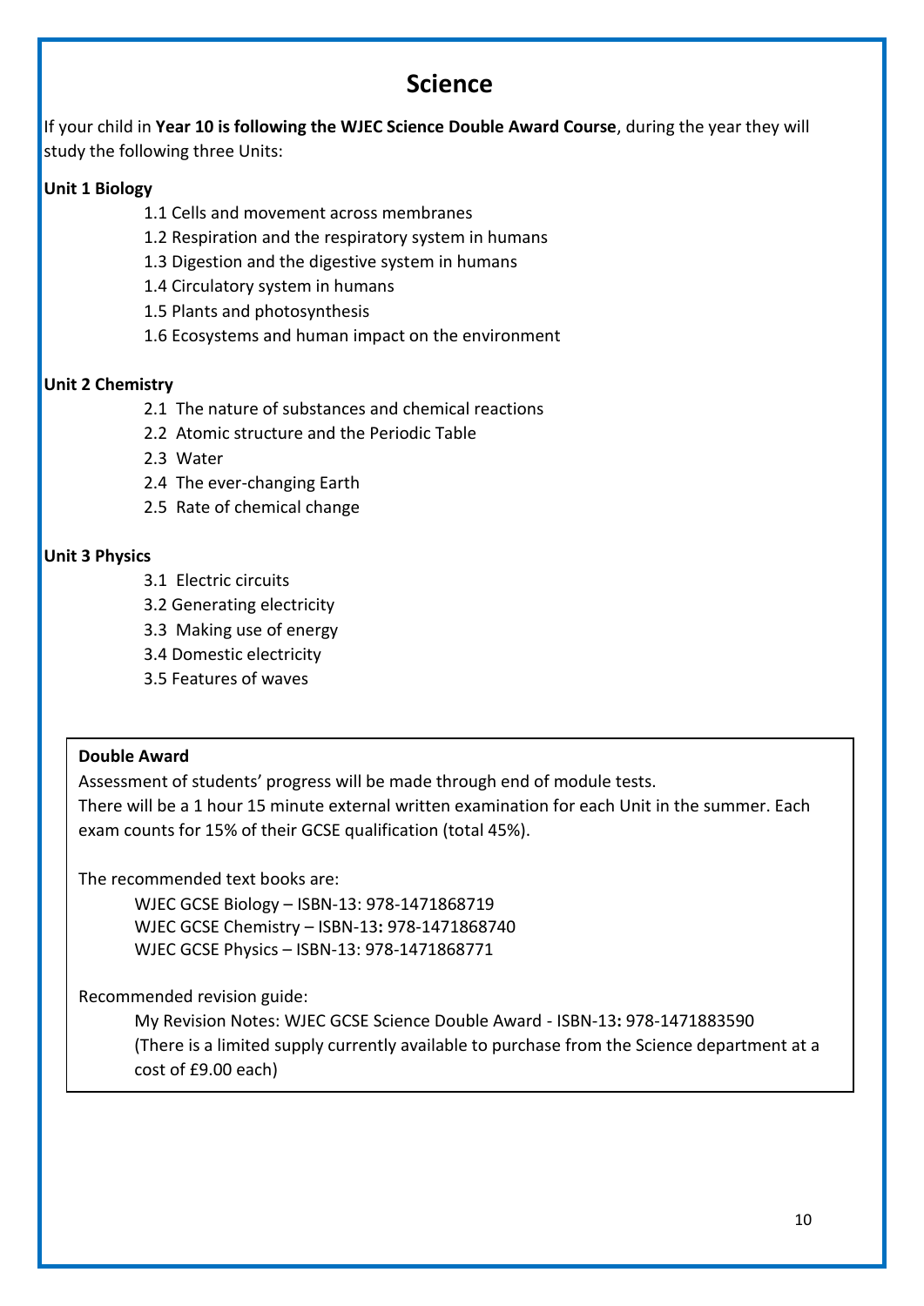# Science

If your child in **Year 10 is following the WJEC Science Double Award Course**, during the year they will study the following three Units:

**Unit 1 Biology**

- 1.1 Cells and movement across membranes
- 1.2 Respiration and the respiratory system in humans
- 1.3 Digestion and the digestive system in humans
- 1.4 Circulatory system in humans
- 1.5 Plants and photosynthesis
- 1.6 Ecosystems and human impact on the environment

**Unit 2 Chemistry**

- 2.1 The nature of substances and chemical reactions
- 2.2 Atomic structure and the Periodic Table
- 2.3 Water
- 2.4 The ever-changing Earth
- 2.5 Rate of chemical change

**Unit 3 Physics**

- 3.1 Electric circuits
- 3.2 Generating electricity
- 3.3 Making use of energy
- 3.4 Domestic electricity
- 3.5 Features of waves

**Double Award**

Assessment of students' progress will be made through end of module tests.
There will be a 1 hour 15 minute external written examination for each Unit in the summer. Each exam counts for 15% of their GCSE qualification (total 45%).

The recommended text books are:

WJEC GCSE Biology – ISBN-13: 978-1471868719
WJEC GCSE Chemistry – ISBN-13**:** 978-1471868740
WJEC GCSE Physics – ISBN-13: 978-1471868771

Recommended revision guide:

My Revision Notes: WJEC GCSE Science Double Award - ISBN-13**:** 978-1471883590
(There is a limited supply currently available to purchase from the Science department at a cost of £9.00 each)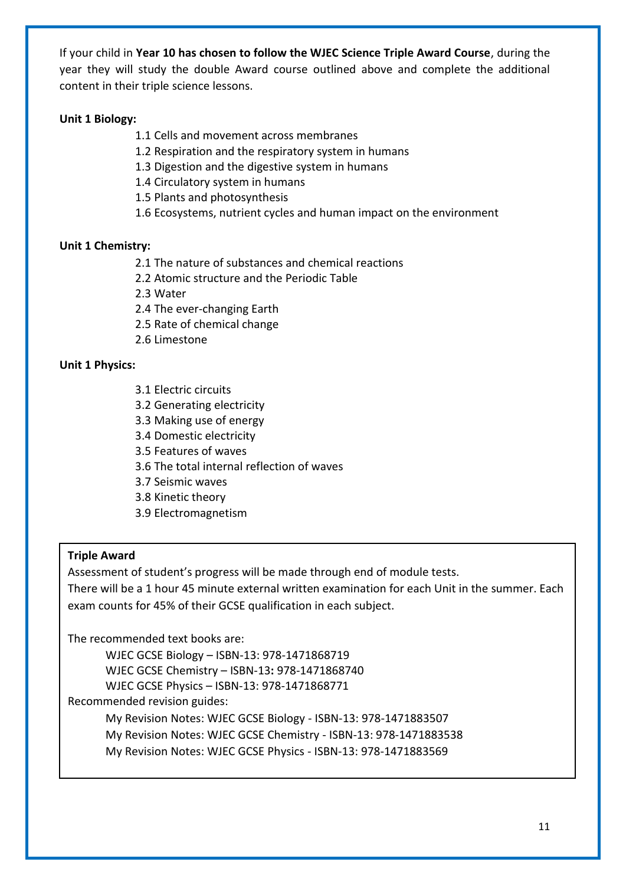If your child in **Year 10 has chosen to follow the WJEC Science Triple Award Course**, during the year they will study the double Award course outlined above and complete the additional content in their triple science lessons.

**Unit 1 Biology:**

- 1.1 Cells and movement across membranes
- 1.2 Respiration and the respiratory system in humans
- 1.3 Digestion and the digestive system in humans
- 1.4 Circulatory system in humans
- 1.5 Plants and photosynthesis
- 1.6 Ecosystems, nutrient cycles and human impact on the environment

**Unit 1 Chemistry:**

- 2.1 The nature of substances and chemical reactions
- 2.2 Atomic structure and the Periodic Table
- 2.3 Water
- 2.4 The ever-changing Earth
- 2.5 Rate of chemical change
- 2.6 Limestone

**Unit 1 Physics:**

- 3.1 Electric circuits
- 3.2 Generating electricity
- 3.3 Making use of energy
- 3.4 Domestic electricity
- 3.5 Features of waves
- 3.6 The total internal reflection of waves
- 3.7 Seismic waves
- 3.8 Kinetic theory
- 3.9 Electromagnetism

**Triple Award**

Assessment of student's progress will be made through end of module tests.
There will be a 1 hour 45 minute external written examination for each Unit in the summer. Each exam counts for 45% of their GCSE qualification in each subject.

The recommended text books are:

- WJEC GCSE Biology – ISBN-13: 978-1471868719
- WJEC GCSE Chemistry – ISBN-13**:** 978-1471868740
- WJEC GCSE Physics – ISBN-13: 978-1471868771

Recommended revision guides:

- My Revision Notes: WJEC GCSE Biology - ISBN-13: 978-1471883507
- My Revision Notes: WJEC GCSE Chemistry - ISBN-13: 978-1471883538
- My Revision Notes: WJEC GCSE Physics - ISBN-13: 978-1471883569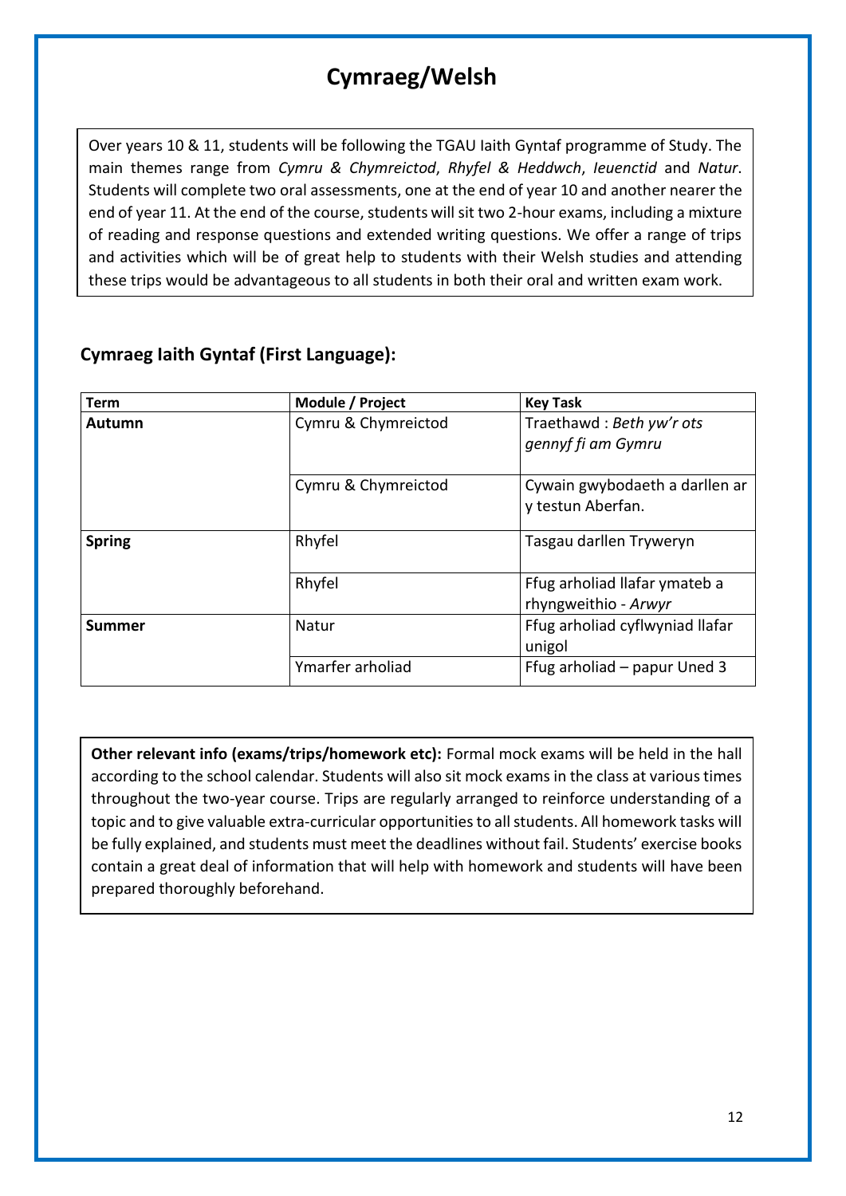# Cymraeg/Welsh

Over years 10 & 11, students will be following the TGAU Iaith Gyntaf programme of Study. The main themes range from *Cymru & Chymreictod*, *Rhyfel & Heddwch*, *Ieuenctid* and *Natur*. Students will complete two oral assessments, one at the end of year 10 and another nearer the end of year 11. At the end of the course, students will sit two 2-hour exams, including a mixture of reading and response questions and extended writing questions. We offer a range of trips and activities which will be of great help to students with their Welsh studies and attending these trips would be advantageous to all students in both their oral and written exam work.

## Cymraeg Iaith Gyntaf (First Language):

| Term | Module / Project | Key Task |
| --- | --- | --- |
| **Autumn** | Cymru & Chymreictod | Traethawd : *Beth yw'r ots gennyf fi am Gymru* |
| | Cymru & Chymreictod | Cywain gwybodaeth a darllen ar y testun Aberfan. |
| **Spring** | Rhyfel | Tasgau darllen Tryweryn |
| | Rhyfel | Ffug arholiad llafar ymateb a rhyngweithio - *Arwyr* |
| **Summer** | Natur | Ffug arholiad cyflwyniad llafar unigol |
| | Ymarfer arholiad | Ffug arholiad – papur Uned 3 |

**Other relevant info (exams/trips/homework etc):** Formal mock exams will be held in the hall according to the school calendar. Students will also sit mock exams in the class at various times throughout the two-year course. Trips are regularly arranged to reinforce understanding of a topic and to give valuable extra-curricular opportunities to all students. All homework tasks will be fully explained, and students must meet the deadlines without fail. Students' exercise books contain a great deal of information that will help with homework and students will have been prepared thoroughly beforehand.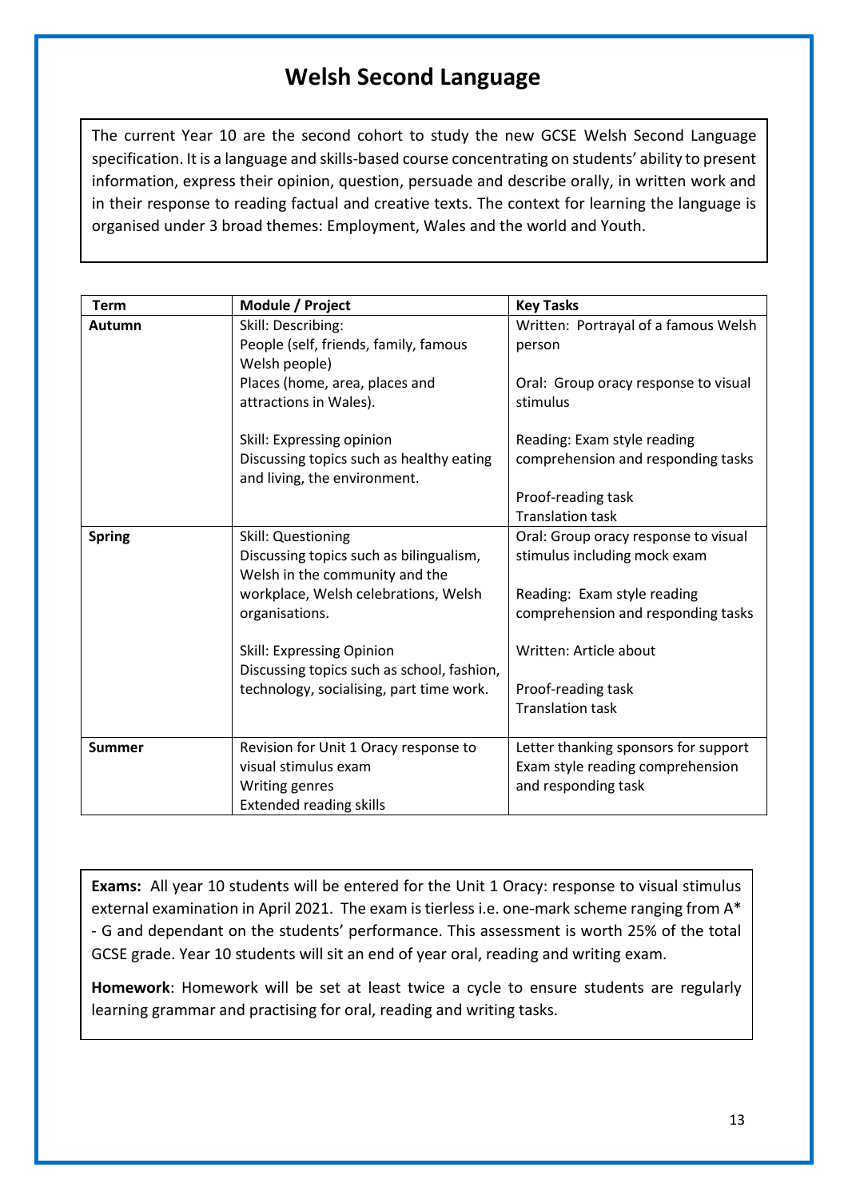# Welsh Second Language

The current Year 10 are the second cohort to study the new GCSE Welsh Second Language specification. It is a language and skills-based course concentrating on students' ability to present information, express their opinion, question, persuade and describe orally, in written work and in their response to reading factual and creative texts. The context for learning the language is organised under 3 broad themes: Employment, Wales and the world and Youth.

| Term | Module / Project | Key Tasks |
|---|---|---|
| **Autumn** | Skill: Describing:<br>People (self, friends, family, famous Welsh people)<br>Places (home, area, places and attractions in Wales).<br><br>Skill: Expressing opinion<br>Discussing topics such as healthy eating and living, the environment. | Written: Portrayal of a famous Welsh person<br><br>Oral: Group oracy response to visual stimulus<br><br>Reading: Exam style reading comprehension and responding tasks<br><br>Proof-reading task<br>Translation task |
| **Spring** | Skill: Questioning<br>Discussing topics such as bilingualism, Welsh in the community and the workplace, Welsh celebrations, Welsh organisations.<br><br>Skill: Expressing Opinion<br>Discussing topics such as school, fashion, technology, socialising, part time work. | Oral: Group oracy response to visual stimulus including mock exam<br><br>Reading: Exam style reading comprehension and responding tasks<br><br>Written: Article about<br><br>Proof-reading task<br>Translation task |
| **Summer** | Revision for Unit 1 Oracy response to visual stimulus exam<br>Writing genres<br>Extended reading skills | Letter thanking sponsors for support<br>Exam style reading comprehension and responding task |

**Exams:** All year 10 students will be entered for the Unit 1 Oracy: response to visual stimulus external examination in April 2021. The exam is tierless i.e. one-mark scheme ranging from A* - G and dependant on the students' performance. This assessment is worth 25% of the total GCSE grade. Year 10 students will sit an end of year oral, reading and writing exam.

**Homework**: Homework will be set at least twice a cycle to ensure students are regularly learning grammar and practising for oral, reading and writing tasks.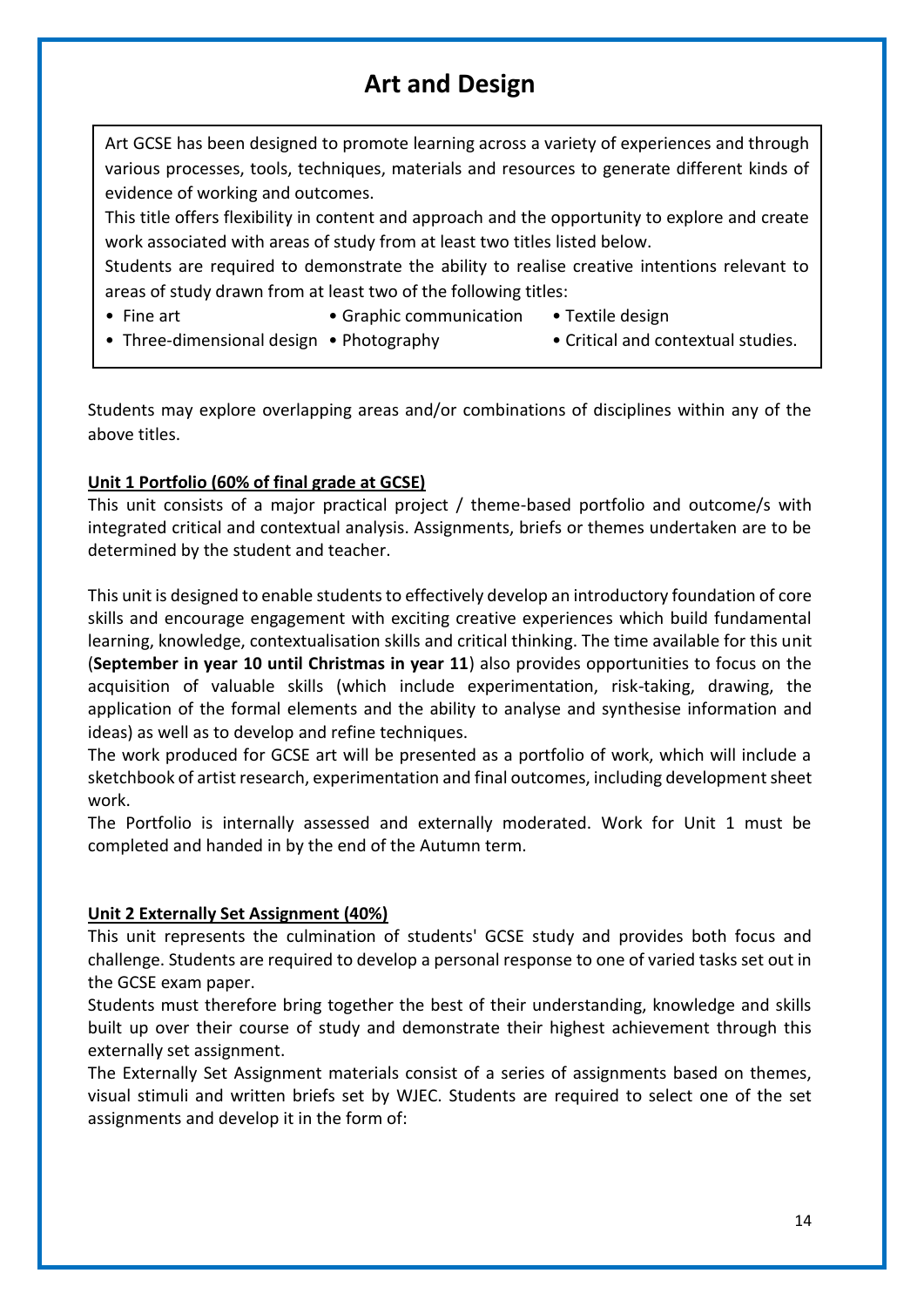# Art and Design

Art GCSE has been designed to promote learning across a variety of experiences and through various processes, tools, techniques, materials and resources to generate different kinds of evidence of working and outcomes.

This title offers flexibility in content and approach and the opportunity to explore and create work associated with areas of study from at least two titles listed below.

Students are required to demonstrate the ability to realise creative intentions relevant to areas of study drawn from at least two of the following titles:

- Fine art
- Graphic communication
- Textile design
- Three-dimensional design
- Photography
- Critical and contextual studies.

Students may explore overlapping areas and/or combinations of disciplines within any of the above titles.

**Unit 1 Portfolio (60% of final grade at GCSE)**

This unit consists of a major practical project / theme-based portfolio and outcome/s with integrated critical and contextual analysis. Assignments, briefs or themes undertaken are to be determined by the student and teacher.

This unit is designed to enable students to effectively develop an introductory foundation of core skills and encourage engagement with exciting creative experiences which build fundamental learning, knowledge, contextualisation skills and critical thinking. The time available for this unit (**September in year 10 until Christmas in year 11**) also provides opportunities to focus on the acquisition of valuable skills (which include experimentation, risk-taking, drawing, the application of the formal elements and the ability to analyse and synthesise information and ideas) as well as to develop and refine techniques.

The work produced for GCSE art will be presented as a portfolio of work, which will include a sketchbook of artist research, experimentation and final outcomes, including development sheet work.

The Portfolio is internally assessed and externally moderated. Work for Unit 1 must be completed and handed in by the end of the Autumn term.

**Unit 2 Externally Set Assignment (40%)**

This unit represents the culmination of students' GCSE study and provides both focus and challenge. Students are required to develop a personal response to one of varied tasks set out in the GCSE exam paper.

Students must therefore bring together the best of their understanding, knowledge and skills built up over their course of study and demonstrate their highest achievement through this externally set assignment.

The Externally Set Assignment materials consist of a series of assignments based on themes, visual stimuli and written briefs set by WJEC. Students are required to select one of the set assignments and develop it in the form of: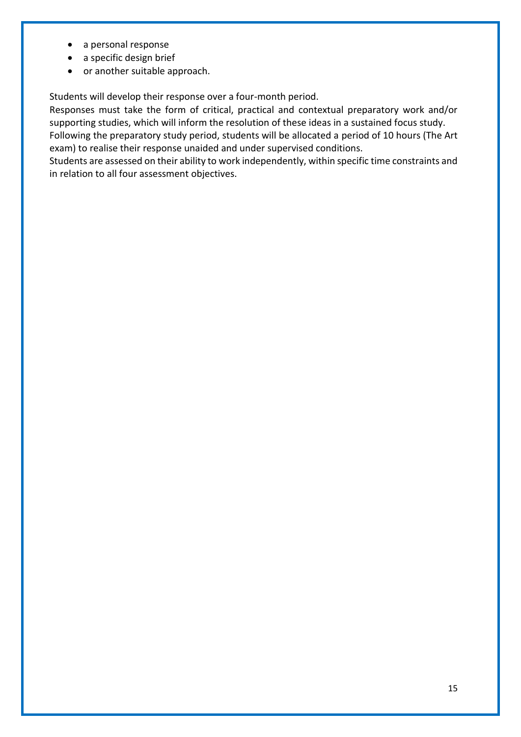- a personal response
- a specific design brief
- or another suitable approach.

Students will develop their response over a four-month period.
Responses must take the form of critical, practical and contextual preparatory work and/or supporting studies, which will inform the resolution of these ideas in a sustained focus study.
Following the preparatory study period, students will be allocated a period of 10 hours (The Art exam) to realise their response unaided and under supervised conditions.
Students are assessed on their ability to work independently, within specific time constraints and in relation to all four assessment objectives.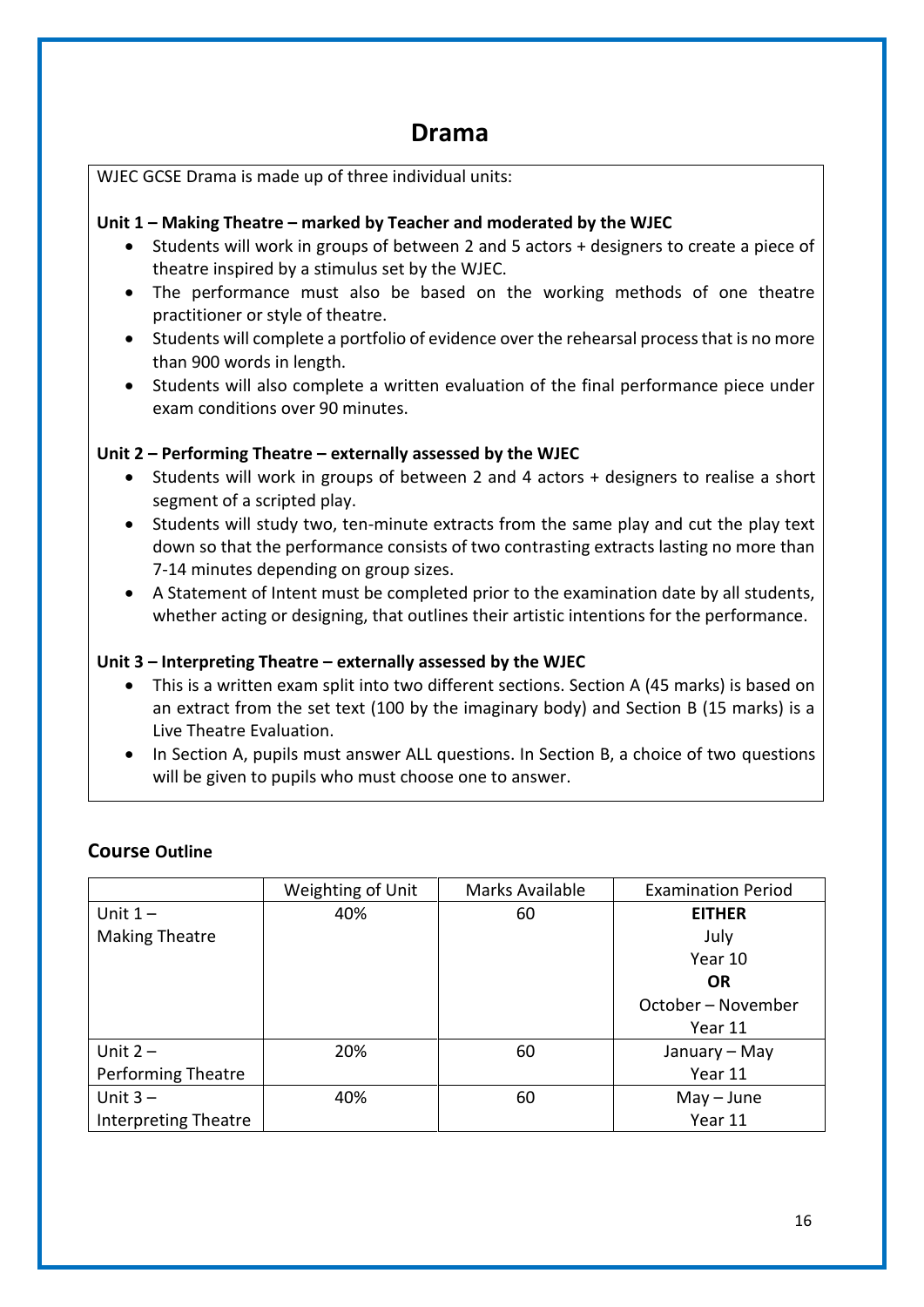# Drama

WJEC GCSE Drama is made up of three individual units:

**Unit 1 – Making Theatre – marked by Teacher and moderated by the WJEC**

- Students will work in groups of between 2 and 5 actors + designers to create a piece of theatre inspired by a stimulus set by the WJEC.
- The performance must also be based on the working methods of one theatre practitioner or style of theatre.
- Students will complete a portfolio of evidence over the rehearsal process that is no more than 900 words in length.
- Students will also complete a written evaluation of the final performance piece under exam conditions over 90 minutes.

**Unit 2 – Performing Theatre – externally assessed by the WJEC**

- Students will work in groups of between 2 and 4 actors + designers to realise a short segment of a scripted play.
- Students will study two, ten-minute extracts from the same play and cut the play text down so that the performance consists of two contrasting extracts lasting no more than 7-14 minutes depending on group sizes.
- A Statement of Intent must be completed prior to the examination date by all students, whether acting or designing, that outlines their artistic intentions for the performance.

**Unit 3 – Interpreting Theatre – externally assessed by the WJEC**

- This is a written exam split into two different sections. Section A (45 marks) is based on an extract from the set text (100 by the imaginary body) and Section B (15 marks) is a Live Theatre Evaluation.
- In Section A, pupils must answer ALL questions. In Section B, a choice of two questions will be given to pupils who must choose one to answer.

## Course Outline

| | Weighting of Unit | Marks Available | Examination Period |
|---|---|---|---|
| Unit 1 – Making Theatre | 40% | 60 | **EITHER** July Year 10 **OR** October – November Year 11 |
| Unit 2 – Performing Theatre | 20% | 60 | January – May Year 11 |
| Unit 3 – Interpreting Theatre | 40% | 60 | May – June Year 11 |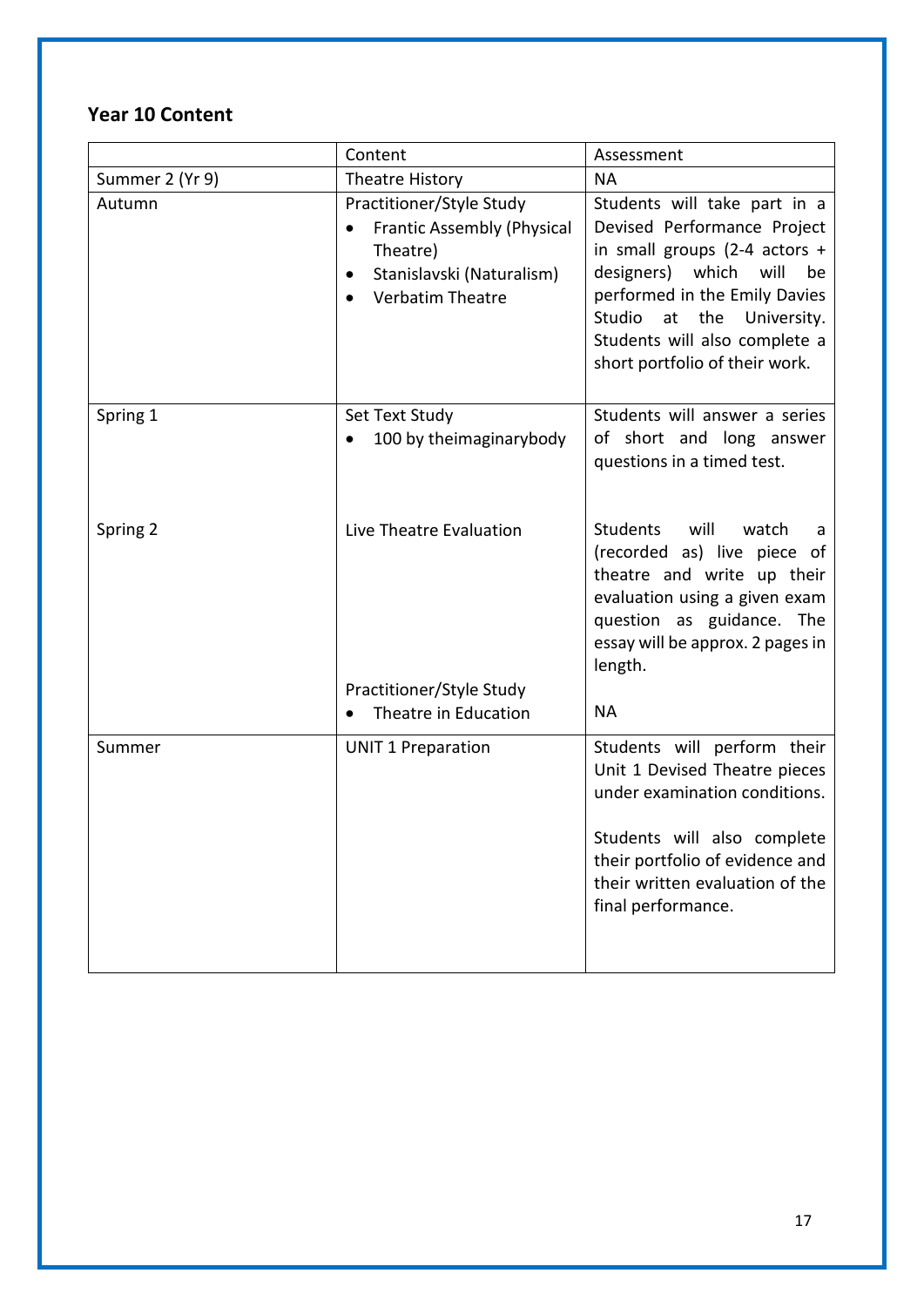## Year 10 Content

| | Content | Assessment |
|---|---|---|
| Summer 2 (Yr 9) | Theatre History | NA |
| Autumn | Practitioner/Style Study<br>• Frantic Assembly (Physical Theatre)<br>• Stanislavski (Naturalism)<br>• Verbatim Theatre | Students will take part in a Devised Performance Project in small groups (2-4 actors + designers) which will be performed in the Emily Davies Studio at the University. Students will also complete a short portfolio of their work. |
| Spring 1 | Set Text Study<br>• 100 by theimaginarybody | Students will answer a series of short and long answer questions in a timed test. |
| Spring 2 | Live Theatre Evaluation<br><br>Practitioner/Style Study<br>• Theatre in Education | Students will watch a (recorded as) live piece of theatre and write up their evaluation using a given exam question as guidance. The essay will be approx. 2 pages in length.<br><br>NA |
| Summer | UNIT 1 Preparation | Students will perform their Unit 1 Devised Theatre pieces under examination conditions.<br><br>Students will also complete their portfolio of evidence and their written evaluation of the final performance. |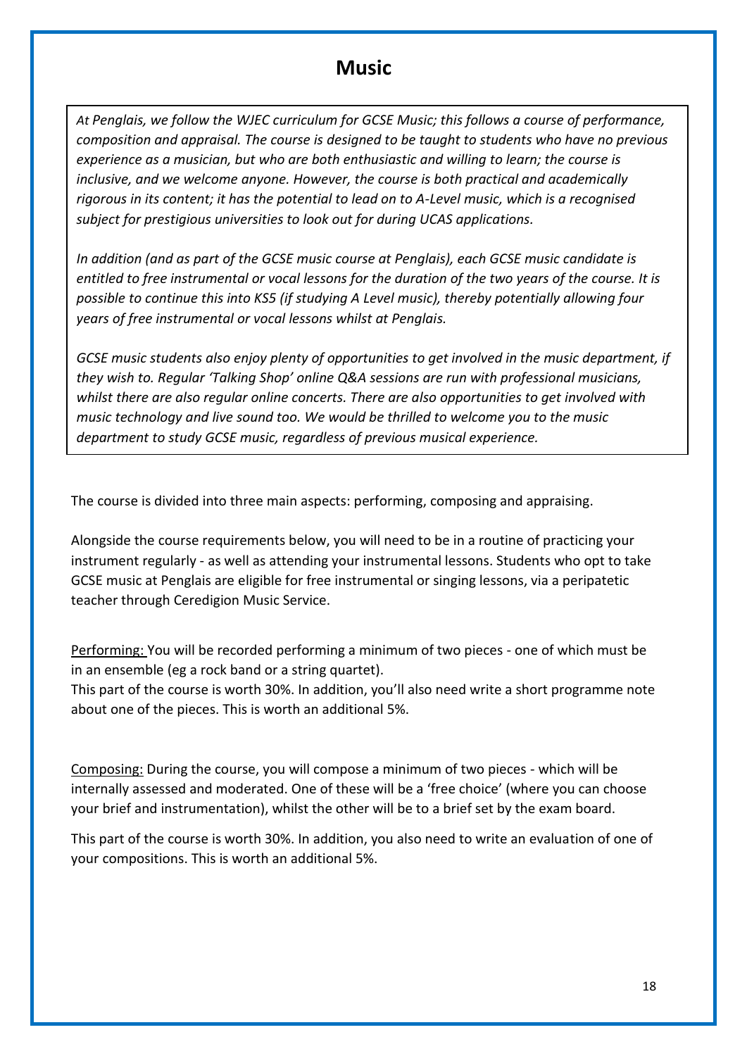# Music

*At Penglais, we follow the WJEC curriculum for GCSE Music; this follows a course of performance, composition and appraisal. The course is designed to be taught to students who have no previous experience as a musician, but who are both enthusiastic and willing to learn; the course is inclusive, and we welcome anyone. However, the course is both practical and academically rigorous in its content; it has the potential to lead on to A-Level music, which is a recognised subject for prestigious universities to look out for during UCAS applications.*

*In addition (and as part of the GCSE music course at Penglais), each GCSE music candidate is entitled to free instrumental or vocal lessons for the duration of the two years of the course. It is possible to continue this into KS5 (if studying A Level music), thereby potentially allowing four years of free instrumental or vocal lessons whilst at Penglais.*

*GCSE music students also enjoy plenty of opportunities to get involved in the music department, if they wish to. Regular 'Talking Shop' online Q&A sessions are run with professional musicians, whilst there are also regular online concerts. There are also opportunities to get involved with music technology and live sound too. We would be thrilled to welcome you to the music department to study GCSE music, regardless of previous musical experience.*

The course is divided into three main aspects: performing, composing and appraising.

Alongside the course requirements below, you will need to be in a routine of practicing your instrument regularly - as well as attending your instrumental lessons. Students who opt to take GCSE music at Penglais are eligible for free instrumental or singing lessons, via a peripatetic teacher through Ceredigion Music Service.

<u>Performing:</u> You will be recorded performing a minimum of two pieces - one of which must be in an ensemble (eg a rock band or a string quartet).
This part of the course is worth 30%. In addition, you'll also need write a short programme note about one of the pieces. This is worth an additional 5%.

<u>Composing:</u> During the course, you will compose a minimum of two pieces - which will be internally assessed and moderated. One of these will be a 'free choice' (where you can choose your brief and instrumentation), whilst the other will be to a brief set by the exam board.

This part of the course is worth 30%. In addition, you also need to write an evaluation of one of your compositions. This is worth an additional 5%.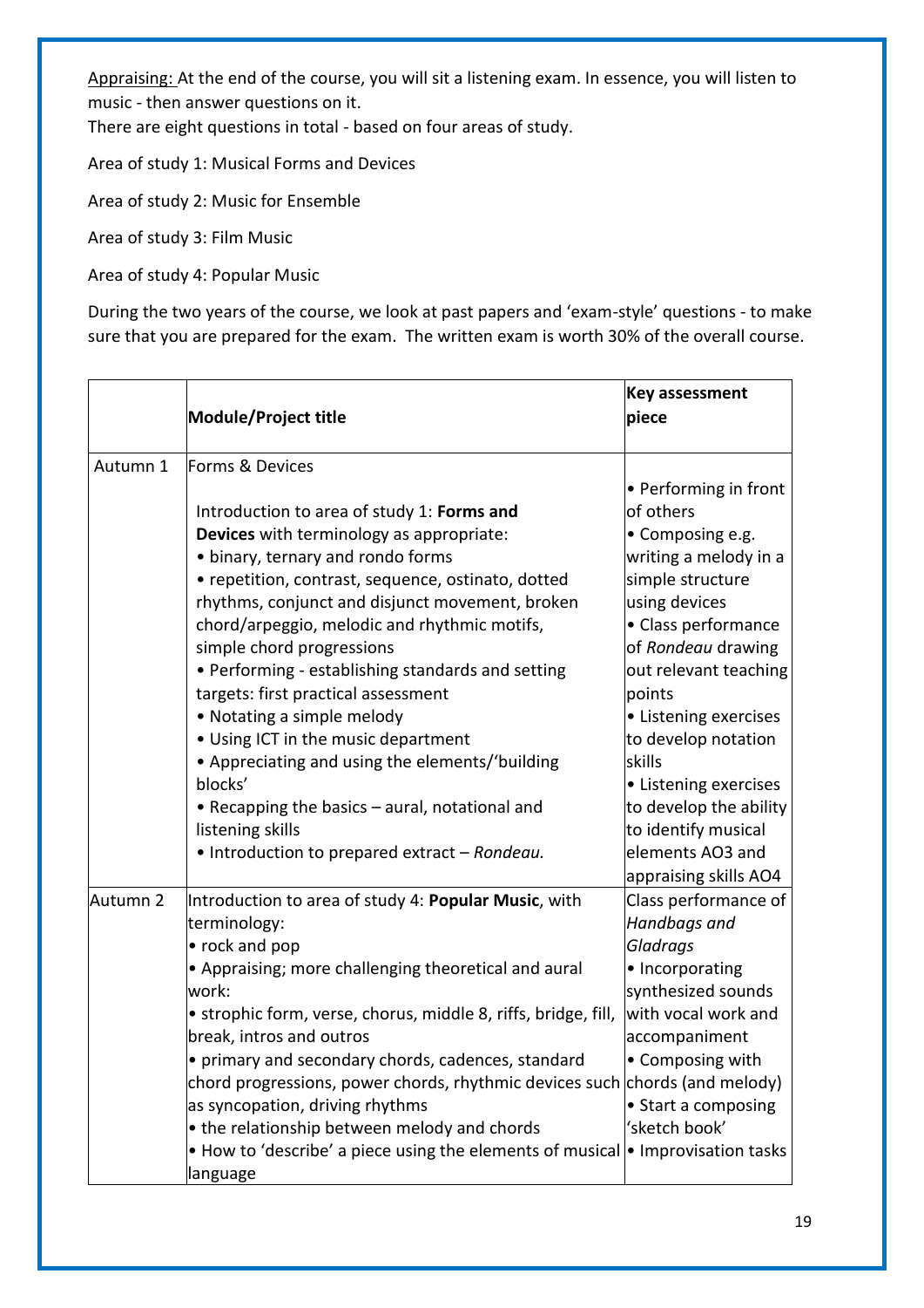Appraising: At the end of the course, you will sit a listening exam. In essence, you will listen to music - then answer questions on it.
There are eight questions in total - based on four areas of study.

Area of study 1: Musical Forms and Devices

Area of study 2: Music for Ensemble

Area of study 3: Film Music

Area of study 4: Popular Music

During the two years of the course, we look at past papers and 'exam-style' questions - to make sure that you are prepared for the exam. The written exam is worth 30% of the overall course.

| | **Module/Project title** | **Key assessment piece** |
|---|---|---|
| Autumn 1 | Forms & Devices<br><br>Introduction to area of study 1: **Forms and Devices** with terminology as appropriate:<br>• binary, ternary and rondo forms<br>• repetition, contrast, sequence, ostinato, dotted rhythms, conjunct and disjunct movement, broken chord/arpeggio, melodic and rhythmic motifs, simple chord progressions<br>• Performing - establishing standards and setting targets: first practical assessment<br>• Notating a simple melody<br>• Using ICT in the music department<br>• Appreciating and using the elements/'building blocks'<br>• Recapping the basics – aural, notational and listening skills<br>• Introduction to prepared extract – *Rondeau.* | • Performing in front of others<br>• Composing e.g. writing a melody in a simple structure using devices<br>• Class performance of *Rondeau* drawing out relevant teaching points<br>• Listening exercises to develop notation skills<br>• Listening exercises to develop the ability to identify musical elements AO3 and appraising skills AO4 |
| Autumn 2 | Introduction to area of study 4: **Popular Music**, with terminology:<br>• rock and pop<br>• Appraising; more challenging theoretical and aural work:<br>• strophic form, verse, chorus, middle 8, riffs, bridge, fill, break, intros and outros<br>• primary and secondary chords, cadences, standard chord progressions, power chords, rhythmic devices such as syncopation, driving rhythms<br>• the relationship between melody and chords<br>• How to 'describe' a piece using the elements of musical language | Class performance of *Handbags and Gladrags*<br>• Incorporating synthesized sounds with vocal work and accompaniment<br>• Composing with chords (and melody)<br>• Start a composing 'sketch book'<br>• Improvisation tasks |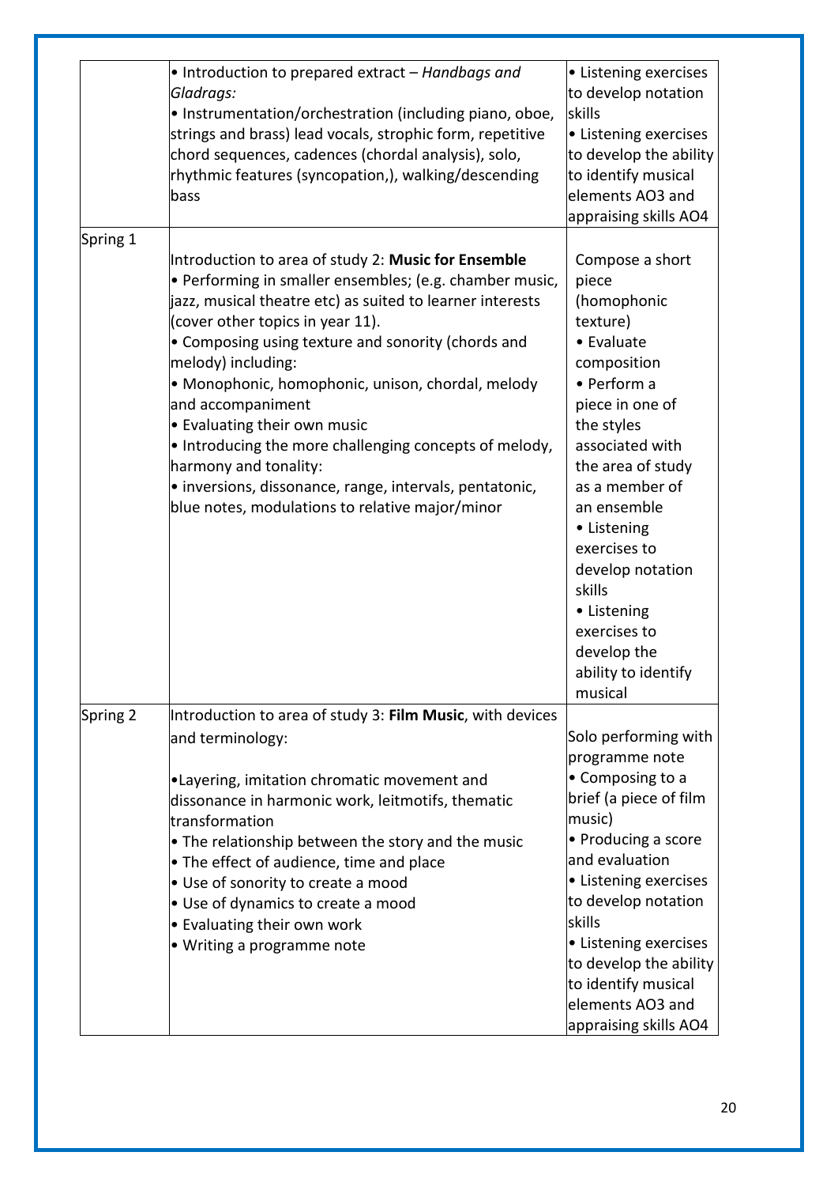| | | |
|---|---|---|
| | • Introduction to prepared extract – *Handbags and Gladrags:*<br>• Instrumentation/orchestration (including piano, oboe, strings and brass) lead vocals, strophic form, repetitive chord sequences, cadences (chordal analysis), solo, rhythmic features (syncopation,), walking/descending bass | • Listening exercises to develop notation skills<br>• Listening exercises to develop the ability to identify musical elements AO3 and appraising skills AO4 |
| Spring 1 | Introduction to area of study 2: **Music for Ensemble**<br>• Performing in smaller ensembles; (e.g. chamber music, jazz, musical theatre etc) as suited to learner interests (cover other topics in year 11).<br>• Composing using texture and sonority (chords and melody) including:<br>• Monophonic, homophonic, unison, chordal, melody and accompaniment<br>• Evaluating their own music<br>• Introducing the more challenging concepts of melody, harmony and tonality:<br>• inversions, dissonance, range, intervals, pentatonic, blue notes, modulations to relative major/minor | Compose a short piece (homophonic texture)<br>• Evaluate composition<br>• Perform a piece in one of the styles associated with the area of study as a member of an ensemble<br>• Listening exercises to develop notation skills<br>• Listening exercises to develop the ability to identify musical |
| Spring 2 | Introduction to area of study 3: **Film Music**, with devices and terminology:<br><br>•Layering, imitation chromatic movement and dissonance in harmonic work, leitmotifs, thematic transformation<br>• The relationship between the story and the music<br>• The effect of audience, time and place<br>• Use of sonority to create a mood<br>• Use of dynamics to create a mood<br>• Evaluating their own work<br>• Writing a programme note | Solo performing with programme note<br>• Composing to a brief (a piece of film music)<br>• Producing a score and evaluation<br>• Listening exercises to develop notation skills<br>• Listening exercises to develop the ability to identify musical elements AO3 and appraising skills AO4 |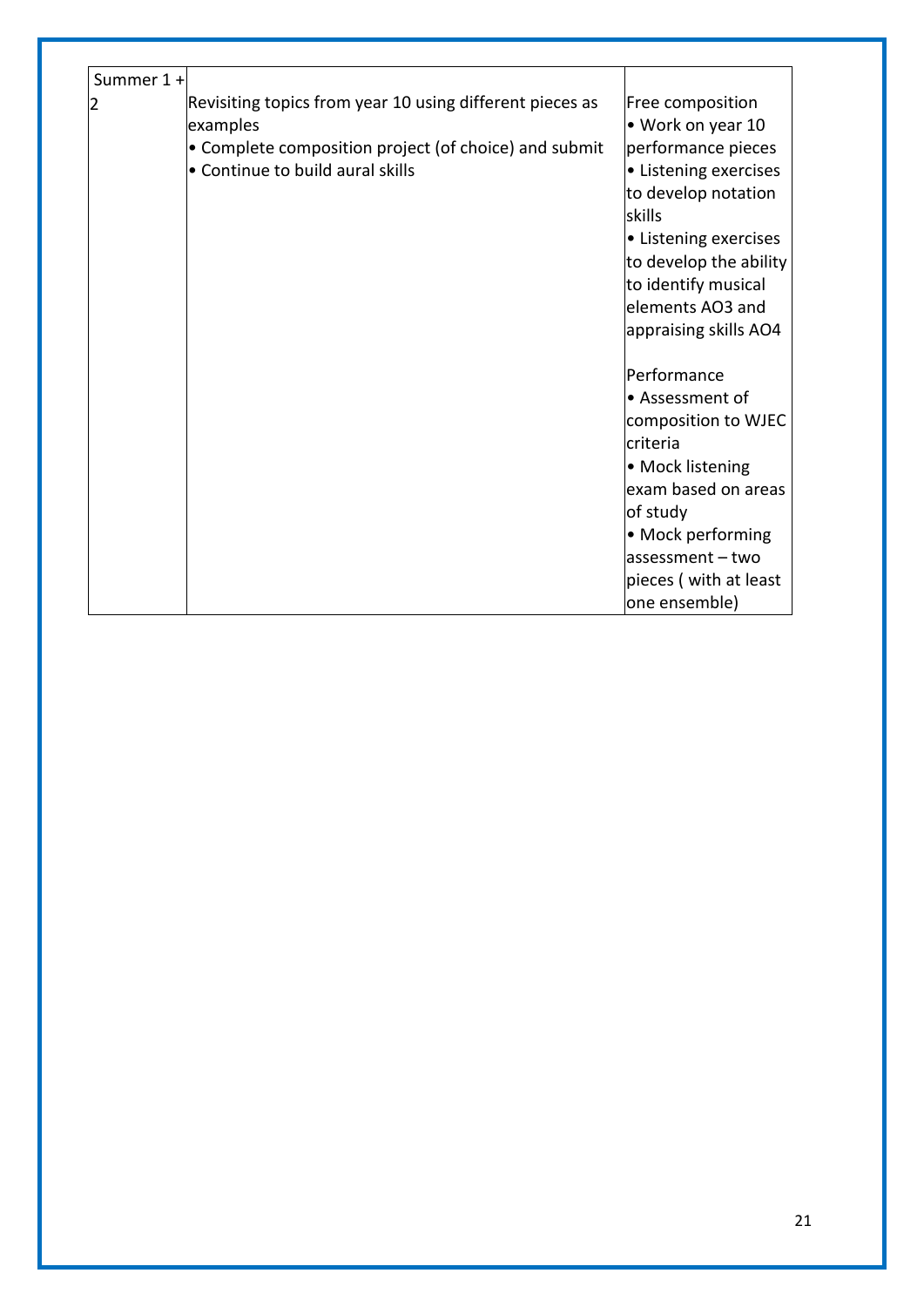| Summer 1 + 2 | Revisiting topics from year 10 using different pieces as examples<br>• Complete composition project (of choice) and submit<br>• Continue to build aural skills | Free composition<br>• Work on year 10 performance pieces<br>• Listening exercises to develop notation skills<br>• Listening exercises to develop the ability to identify musical elements AO3 and appraising skills AO4<br><br>Performance<br>• Assessment of composition to WJEC criteria<br>• Mock listening exam based on areas of study<br>• Mock performing assessment – two pieces ( with at least one ensemble) |
|---|---|---|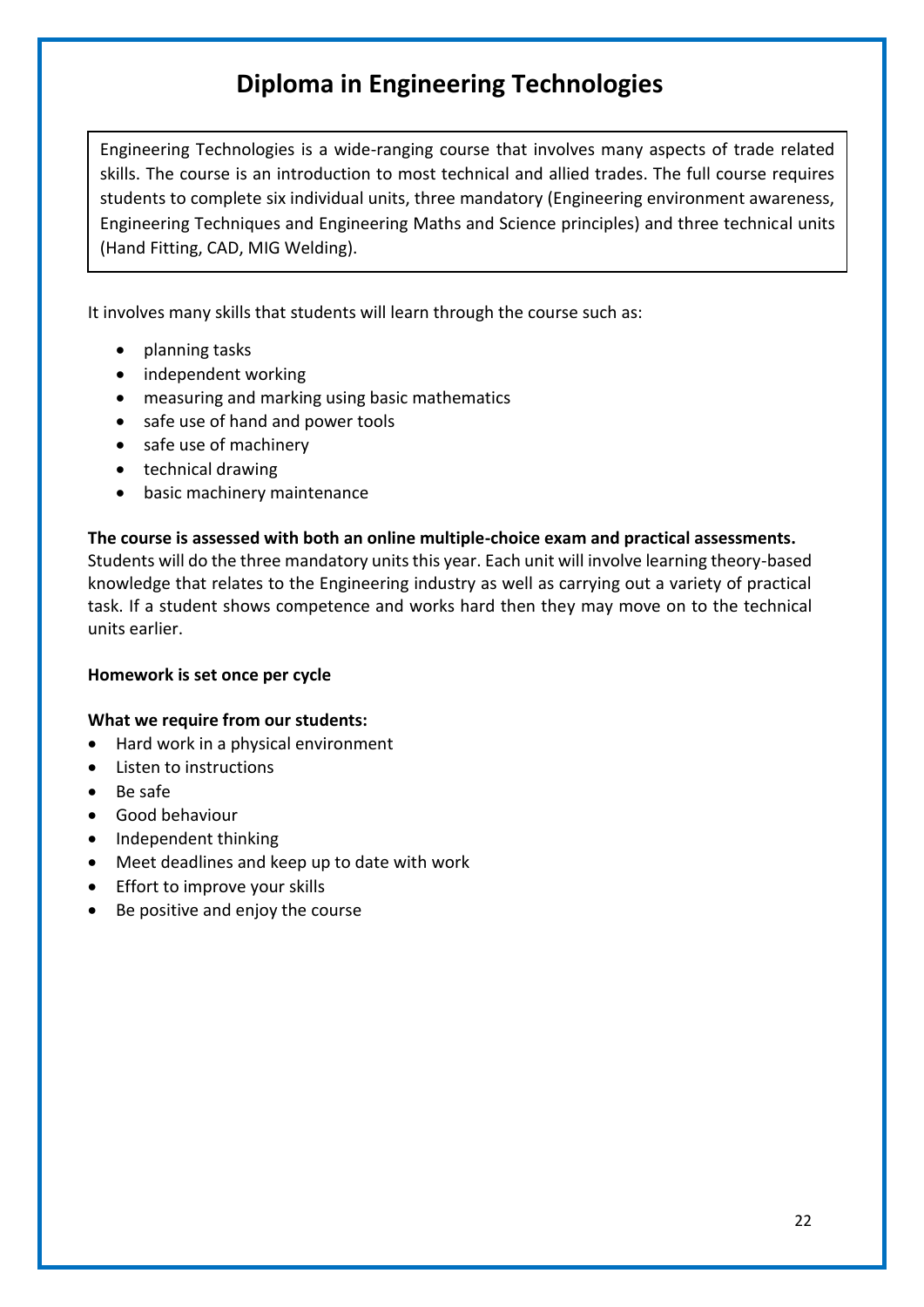# Diploma in Engineering Technologies

Engineering Technologies is a wide-ranging course that involves many aspects of trade related skills. The course is an introduction to most technical and allied trades. The full course requires students to complete six individual units, three mandatory (Engineering environment awareness, Engineering Techniques and Engineering Maths and Science principles) and three technical units (Hand Fitting, CAD, MIG Welding).

It involves many skills that students will learn through the course such as:

- planning tasks
- independent working
- measuring and marking using basic mathematics
- safe use of hand and power tools
- safe use of machinery
- technical drawing
- basic machinery maintenance

**The course is assessed with both an online multiple-choice exam and practical assessments.** Students will do the three mandatory units this year. Each unit will involve learning theory-based knowledge that relates to the Engineering industry as well as carrying out a variety of practical task. If a student shows competence and works hard then they may move on to the technical units earlier.

**Homework is set once per cycle**

**What we require from our students:**

- Hard work in a physical environment
- Listen to instructions
- Be safe
- Good behaviour
- Independent thinking
- Meet deadlines and keep up to date with work
- Effort to improve your skills
- Be positive and enjoy the course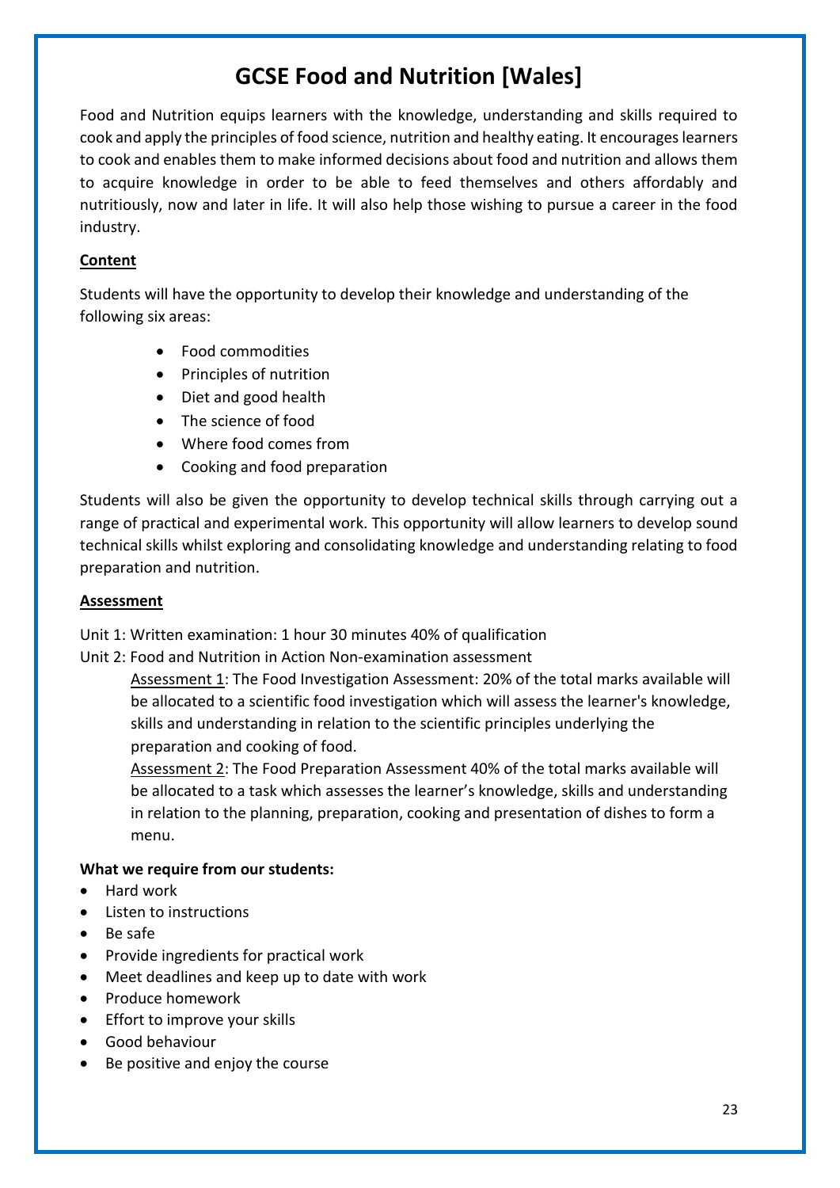# GCSE Food and Nutrition [Wales]

Food and Nutrition equips learners with the knowledge, understanding and skills required to cook and apply the principles of food science, nutrition and healthy eating. It encourages learners to cook and enables them to make informed decisions about food and nutrition and allows them to acquire knowledge in order to be able to feed themselves and others affordably and nutritiously, now and later in life. It will also help those wishing to pursue a career in the food industry.

## Content

Students will have the opportunity to develop their knowledge and understanding of the following six areas:

- Food commodities
- Principles of nutrition
- Diet and good health
- The science of food
- Where food comes from
- Cooking and food preparation

Students will also be given the opportunity to develop technical skills through carrying out a range of practical and experimental work. This opportunity will allow learners to develop sound technical skills whilst exploring and consolidating knowledge and understanding relating to food preparation and nutrition.

## Assessment

Unit 1: Written examination: 1 hour 30 minutes 40% of qualification

Unit 2: Food and Nutrition in Action Non-examination assessment

Assessment 1: The Food Investigation Assessment: 20% of the total marks available will be allocated to a scientific food investigation which will assess the learner's knowledge, skills and understanding in relation to the scientific principles underlying the preparation and cooking of food.

Assessment 2: The Food Preparation Assessment 40% of the total marks available will be allocated to a task which assesses the learner's knowledge, skills and understanding in relation to the planning, preparation, cooking and presentation of dishes to form a menu.

**What we require from our students:**

- Hard work
- Listen to instructions
- Be safe
- Provide ingredients for practical work
- Meet deadlines and keep up to date with work
- Produce homework
- Effort to improve your skills
- Good behaviour
- Be positive and enjoy the course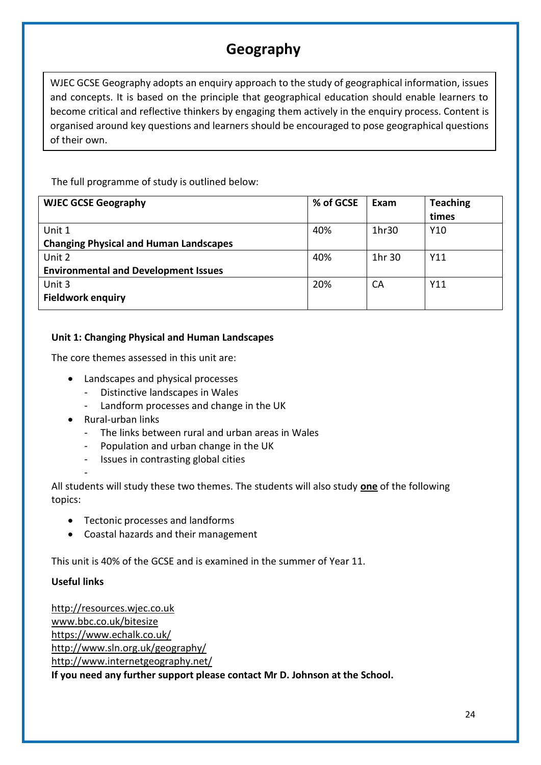# Geography

WJEC GCSE Geography adopts an enquiry approach to the study of geographical information, issues and concepts. It is based on the principle that geographical education should enable learners to become critical and reflective thinkers by engaging them actively in the enquiry process. Content is organised around key questions and learners should be encouraged to pose geographical questions of their own.

The full programme of study is outlined below:

| **WJEC GCSE Geography** | **% of GCSE** | **Exam** | **Teaching times** |
|---|---|---|---|
| Unit 1 **Changing Physical and Human Landscapes** | 40% | 1hr30 | Y10 |
| Unit 2 **Environmental and Development Issues** | 40% | 1hr 30 | Y11 |
| Unit 3 **Fieldwork enquiry** | 20% | CA | Y11 |

**Unit 1: Changing Physical and Human Landscapes**

The core themes assessed in this unit are:

- Landscapes and physical processes
  - Distinctive landscapes in Wales
  - Landform processes and change in the UK
- Rural-urban links
  - The links between rural and urban areas in Wales
  - Population and urban change in the UK
  - Issues in contrasting global cities
  -

All students will study these two themes. The students will also study **one** of the following topics:

- Tectonic processes and landforms
- Coastal hazards and their management

This unit is 40% of the GCSE and is examined in the summer of Year 11.

**Useful links**

http://resources.wjec.co.uk
www.bbc.co.uk/bitesize
https://www.echalk.co.uk/
http://www.sln.org.uk/geography/
http://www.internetgeography.net/

**If you need any further support please contact Mr D. Johnson at the School.**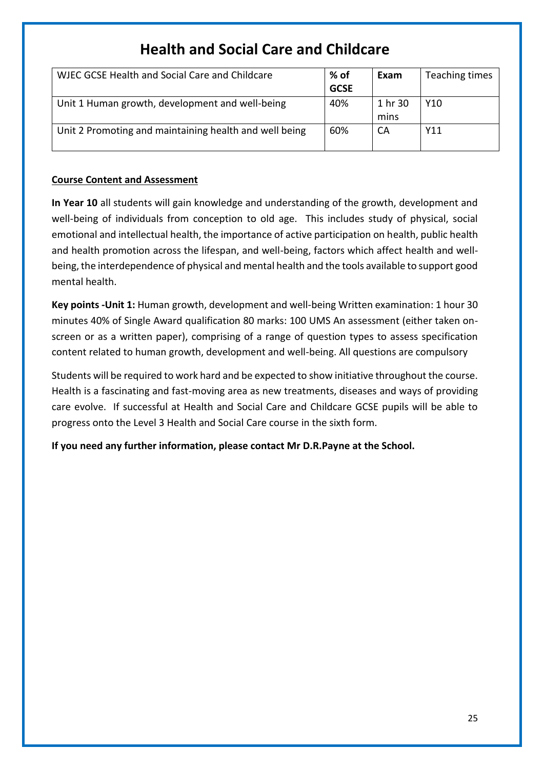# Health and Social Care and Childcare

| WJEC GCSE Health and Social Care and Childcare | **% of GCSE** | **Exam** | Teaching times |
|---|---|---|---|
| Unit 1 Human growth, development and well-being | 40% | 1 hr 30 mins | Y10 |
| Unit 2 Promoting and maintaining health and well being | 60% | CA | Y11 |

**Course Content and Assessment**

**In Year 10** all students will gain knowledge and understanding of the growth, development and well-being of individuals from conception to old age. This includes study of physical, social emotional and intellectual health, the importance of active participation on health, public health and health promotion across the lifespan, and well-being, factors which affect health and well-being, the interdependence of physical and mental health and the tools available to support good mental health.

**Key points -Unit 1:** Human growth, development and well-being Written examination: 1 hour 30 minutes 40% of Single Award qualification 80 marks: 100 UMS An assessment (either taken on-screen or as a written paper), comprising of a range of question types to assess specification content related to human growth, development and well-being. All questions are compulsory

Students will be required to work hard and be expected to show initiative throughout the course. Health is a fascinating and fast-moving area as new treatments, diseases and ways of providing care evolve. If successful at Health and Social Care and Childcare GCSE pupils will be able to progress onto the Level 3 Health and Social Care course in the sixth form.

**If you need any further information, please contact Mr D.R.Payne at the School.**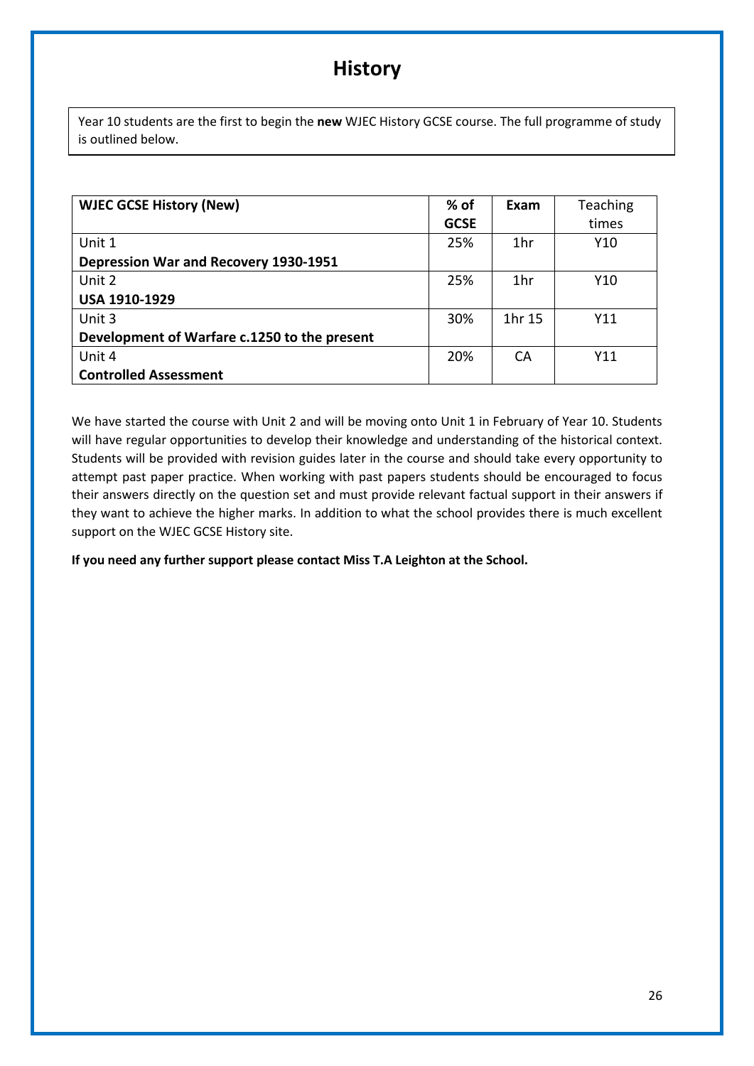# History

Year 10 students are the first to begin the **new** WJEC History GCSE course. The full programme of study is outlined below.

| **WJEC GCSE History (New)** | **% of GCSE** | **Exam** | Teaching times |
|---|---|---|---|
| Unit 1<br>**Depression War and Recovery 1930-1951** | 25% | 1hr | Y10 |
| Unit 2<br>**USA 1910-1929** | 25% | 1hr | Y10 |
| Unit 3<br>**Development of Warfare c.1250 to the present** | 30% | 1hr 15 | Y11 |
| Unit 4<br>**Controlled Assessment** | 20% | CA | Y11 |

We have started the course with Unit 2 and will be moving onto Unit 1 in February of Year 10. Students will have regular opportunities to develop their knowledge and understanding of the historical context. Students will be provided with revision guides later in the course and should take every opportunity to attempt past paper practice. When working with past papers students should be encouraged to focus their answers directly on the question set and must provide relevant factual support in their answers if they want to achieve the higher marks. In addition to what the school provides there is much excellent support on the WJEC GCSE History site.

**If you need any further support please contact Miss T.A Leighton at the School.**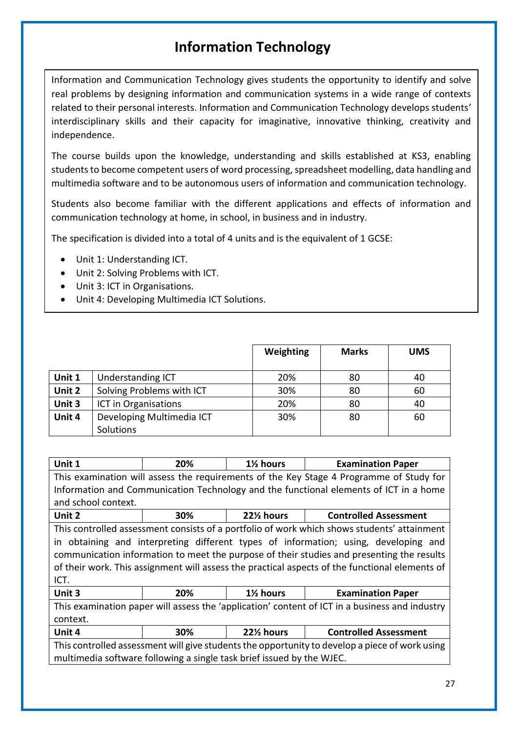# Information Technology

Information and Communication Technology gives students the opportunity to identify and solve real problems by designing information and communication systems in a wide range of contexts related to their personal interests. Information and Communication Technology develops students' interdisciplinary skills and their capacity for imaginative, innovative thinking, creativity and independence.

The course builds upon the knowledge, understanding and skills established at KS3, enabling students to become competent users of word processing, spreadsheet modelling, data handling and multimedia software and to be autonomous users of information and communication technology.

Students also become familiar with the different applications and effects of information and communication technology at home, in school, in business and in industry.

The specification is divided into a total of 4 units and is the equivalent of 1 GCSE:

- Unit 1: Understanding ICT.
- Unit 2: Solving Problems with ICT.
- Unit 3: ICT in Organisations.
- Unit 4: Developing Multimedia ICT Solutions.

| | | Weighting | Marks | UMS |
|---|---|---|---|---|
| **Unit 1** | Understanding ICT | 20% | 80 | 40 |
| **Unit 2** | Solving Problems with ICT | 30% | 80 | 60 |
| **Unit 3** | ICT in Organisations | 20% | 80 | 40 |
| **Unit 4** | Developing Multimedia ICT Solutions | 30% | 80 | 60 |

| **Unit 1** | **20%** | **1½ hours** | **Examination Paper** |
|---|---|---|---|
| This examination will assess the requirements of the Key Stage 4 Programme of Study for Information and Communication Technology and the functional elements of ICT in a home and school context. | | | |
| **Unit 2** | **30%** | **22½ hours** | **Controlled Assessment** |
| This controlled assessment consists of a portfolio of work which shows students' attainment in obtaining and interpreting different types of information; using, developing and communication information to meet the purpose of their studies and presenting the results of their work. This assignment will assess the practical aspects of the functional elements of ICT. | | | |
| **Unit 3** | **20%** | **1½ hours** | **Examination Paper** |
| This examination paper will assess the 'application' content of ICT in a business and industry context. | | | |
| **Unit 4** | **30%** | **22½ hours** | **Controlled Assessment** |
| This controlled assessment will give students the opportunity to develop a piece of work using multimedia software following a single task brief issued by the WJEC. | | | |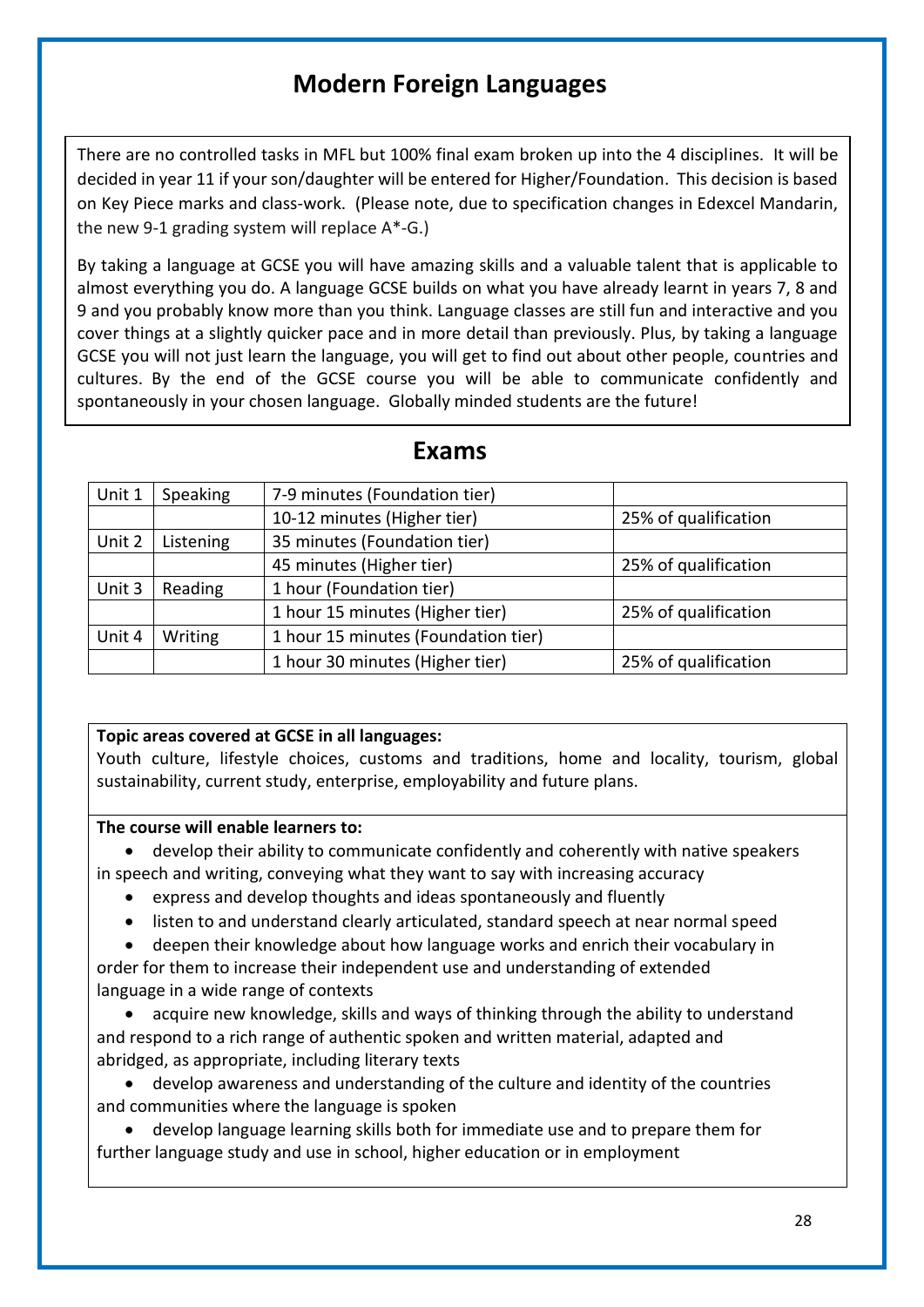# Modern Foreign Languages

There are no controlled tasks in MFL but 100% final exam broken up into the 4 disciplines. It will be decided in year 11 if your son/daughter will be entered for Higher/Foundation. This decision is based on Key Piece marks and class-work. (Please note, due to specification changes in Edexcel Mandarin, the new 9-1 grading system will replace A*-G.)

By taking a language at GCSE you will have amazing skills and a valuable talent that is applicable to almost everything you do. A language GCSE builds on what you have already learnt in years 7, 8 and 9 and you probably know more than you think. Language classes are still fun and interactive and you cover things at a slightly quicker pace and in more detail than previously. Plus, by taking a language GCSE you will not just learn the language, you will get to find out about other people, countries and cultures. By the end of the GCSE course you will be able to communicate confidently and spontaneously in your chosen language. Globally minded students are the future!

## Exams

| | | | |
|---|---|---|---|
| Unit 1 | Speaking | 7-9 minutes (Foundation tier) | |
| | | 10-12 minutes (Higher tier) | 25% of qualification |
| Unit 2 | Listening | 35 minutes (Foundation tier) | |
| | | 45 minutes (Higher tier) | 25% of qualification |
| Unit 3 | Reading | 1 hour (Foundation tier) | |
| | | 1 hour 15 minutes (Higher tier) | 25% of qualification |
| Unit 4 | Writing | 1 hour 15 minutes (Foundation tier) | |
| | | 1 hour 30 minutes (Higher tier) | 25% of qualification |

**Topic areas covered at GCSE in all languages:**
Youth culture, lifestyle choices, customs and traditions, home and locality, tourism, global sustainability, current study, enterprise, employability and future plans.

**The course will enable learners to:**

- develop their ability to communicate confidently and coherently with native speakers in speech and writing, conveying what they want to say with increasing accuracy
- express and develop thoughts and ideas spontaneously and fluently
- listen to and understand clearly articulated, standard speech at near normal speed
- deepen their knowledge about how language works and enrich their vocabulary in order for them to increase their independent use and understanding of extended language in a wide range of contexts
- acquire new knowledge, skills and ways of thinking through the ability to understand and respond to a rich range of authentic spoken and written material, adapted and abridged, as appropriate, including literary texts
- develop awareness and understanding of the culture and identity of the countries and communities where the language is spoken
- develop language learning skills both for immediate use and to prepare them for further language study and use in school, higher education or in employment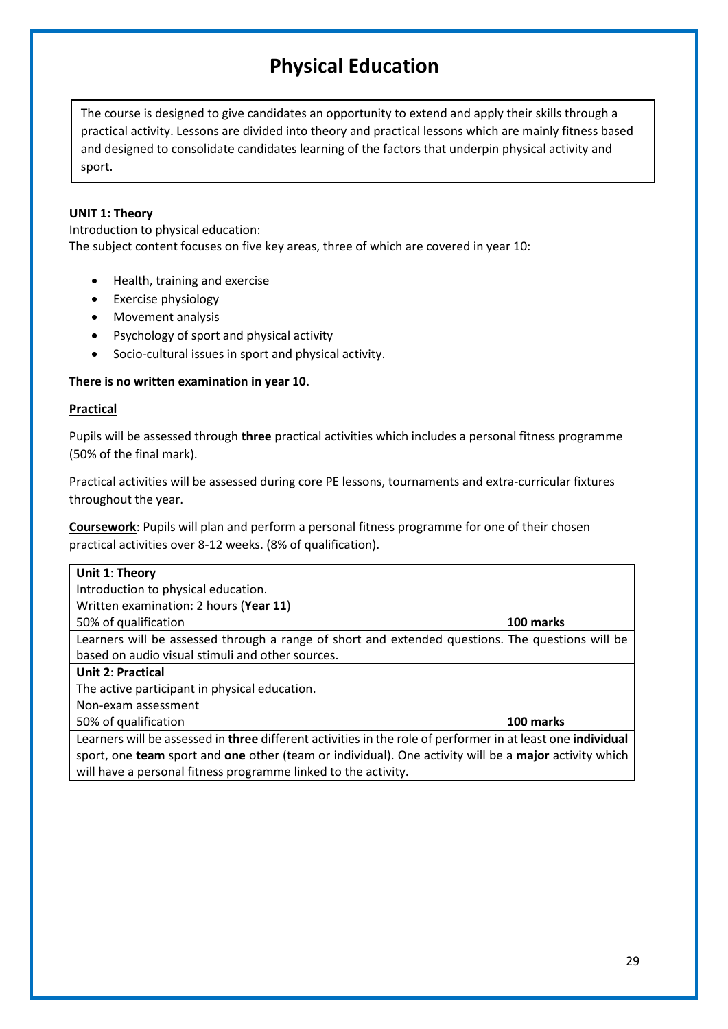# Physical Education

The course is designed to give candidates an opportunity to extend and apply their skills through a practical activity. Lessons are divided into theory and practical lessons which are mainly fitness based and designed to consolidate candidates learning of the factors that underpin physical activity and sport.

**UNIT 1: Theory**

Introduction to physical education:

The subject content focuses on five key areas, three of which are covered in year 10:

- Health, training and exercise
- Exercise physiology
- Movement analysis
- Psychology of sport and physical activity
- Socio-cultural issues in sport and physical activity.

**There is no written examination in year 10**.

**Practical**

Pupils will be assessed through **three** practical activities which includes a personal fitness programme (50% of the final mark).

Practical activities will be assessed during core PE lessons, tournaments and extra-curricular fixtures throughout the year.

**Coursework**: Pupils will plan and perform a personal fitness programme for one of their chosen practical activities over 8-12 weeks. (8% of qualification).

| | |
|---|---|
| **Unit 1**: **Theory**<br>Introduction to physical education.<br>Written examination: 2 hours (**Year 11**)<br>50% of qualification | **100 marks** |
| Learners will be assessed through a range of short and extended questions. The questions will be based on audio visual stimuli and other sources. | |
| **Unit 2**: **Practical**<br>The active participant in physical education.<br>Non-exam assessment<br>50% of qualification | **100 marks** |
| Learners will be assessed in **three** different activities in the role of performer in at least one **individual** sport, one **team** sport and **one** other (team or individual). One activity will be a **major** activity which will have a personal fitness programme linked to the activity. | |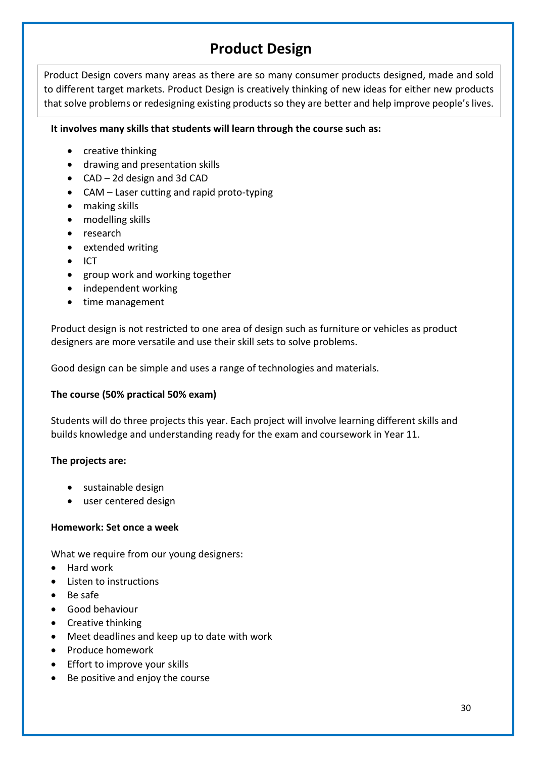# Product Design

Product Design covers many areas as there are so many consumer products designed, made and sold to different target markets. Product Design is creatively thinking of new ideas for either new products that solve problems or redesigning existing products so they are better and help improve people's lives.

**It involves many skills that students will learn through the course such as:**

- creative thinking
- drawing and presentation skills
- CAD – 2d design and 3d CAD
- CAM – Laser cutting and rapid proto-typing
- making skills
- modelling skills
- research
- extended writing
- ICT
- group work and working together
- independent working
- time management

Product design is not restricted to one area of design such as furniture or vehicles as product designers are more versatile and use their skill sets to solve problems.

Good design can be simple and uses a range of technologies and materials.

**The course (50% practical 50% exam)**

Students will do three projects this year. Each project will involve learning different skills and builds knowledge and understanding ready for the exam and coursework in Year 11.

**The projects are:**

- sustainable design
- user centered design

**Homework: Set once a week**

What we require from our young designers:

- Hard work
- Listen to instructions
- Be safe
- Good behaviour
- Creative thinking
- Meet deadlines and keep up to date with work
- Produce homework
- Effort to improve your skills
- Be positive and enjoy the course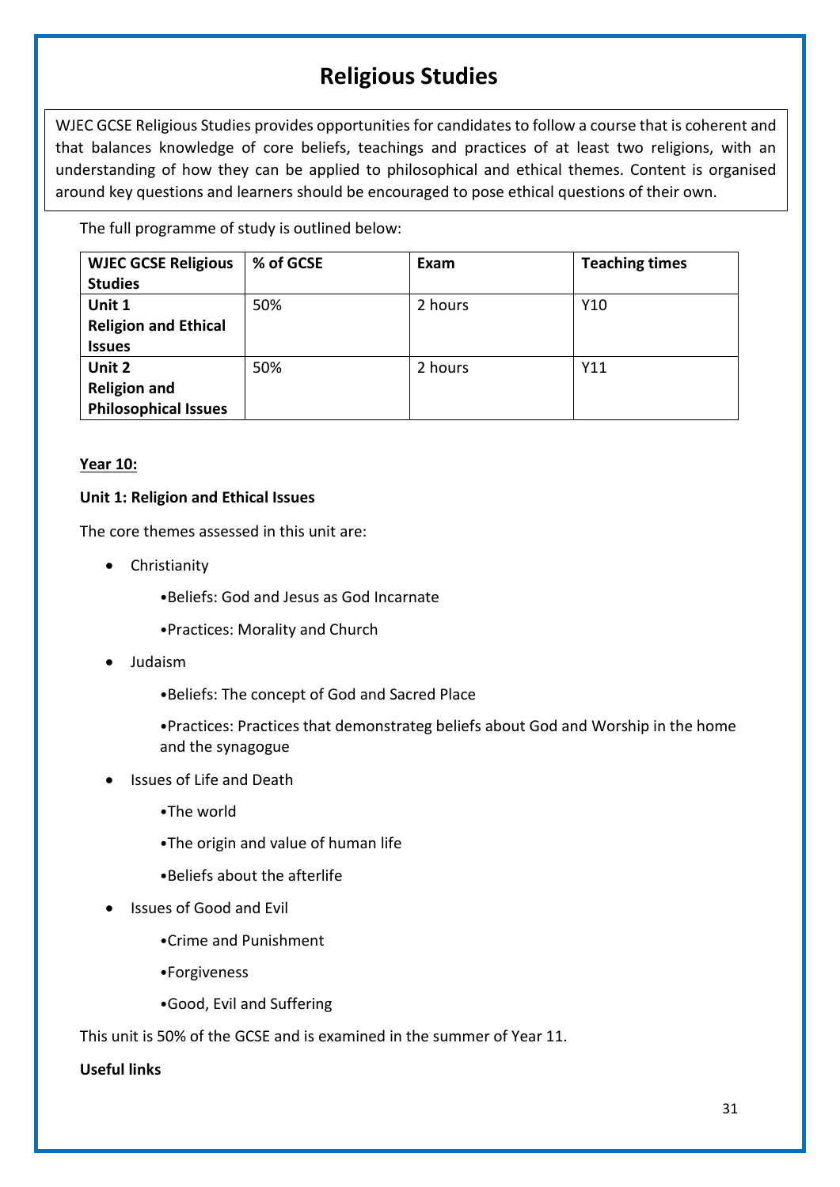# Religious Studies

WJEC GCSE Religious Studies provides opportunities for candidates to follow a course that is coherent and that balances knowledge of core beliefs, teachings and practices of at least two religions, with an understanding of how they can be applied to philosophical and ethical themes. Content is organised around key questions and learners should be encouraged to pose ethical questions of their own.

The full programme of study is outlined below:

| WJEC GCSE Religious Studies | % of GCSE | Exam | Teaching times |
|---|---|---|---|
| **Unit 1 Religion and Ethical Issues** | 50% | 2 hours | Y10 |
| **Unit 2 Religion and Philosophical Issues** | 50% | 2 hours | Y11 |

**Year 10:**

**Unit 1: Religion and Ethical Issues**

The core themes assessed in this unit are:

- Christianity
  - •Beliefs: God and Jesus as God Incarnate
  - •Practices: Morality and Church
- Judaism
  - •Beliefs: The concept of God and Sacred Place
  - •Practices: Practices that demonstrateg beliefs about God and Worship in the home and the synagogue
- Issues of Life and Death
  - •The world
  - •The origin and value of human life
  - •Beliefs about the afterlife
- Issues of Good and Evil
  - •Crime and Punishment
  - •Forgiveness
  - •Good, Evil and Suffering

This unit is 50% of the GCSE and is examined in the summer of Year 11.

**Useful links**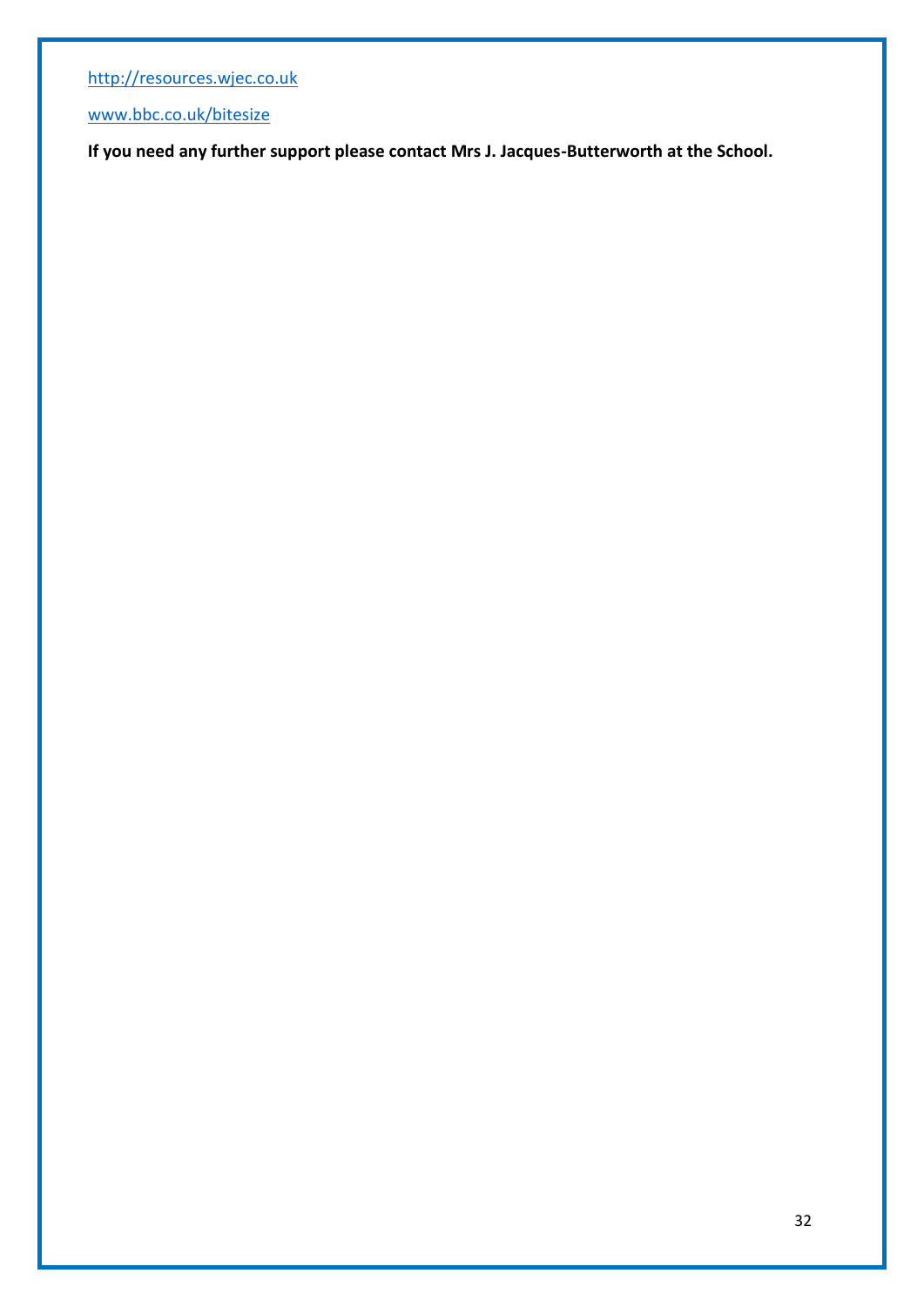http://resources.wjec.co.uk

www.bbc.co.uk/bitesize

**If you need any further support please contact Mrs J. Jacques-Butterworth at the School.**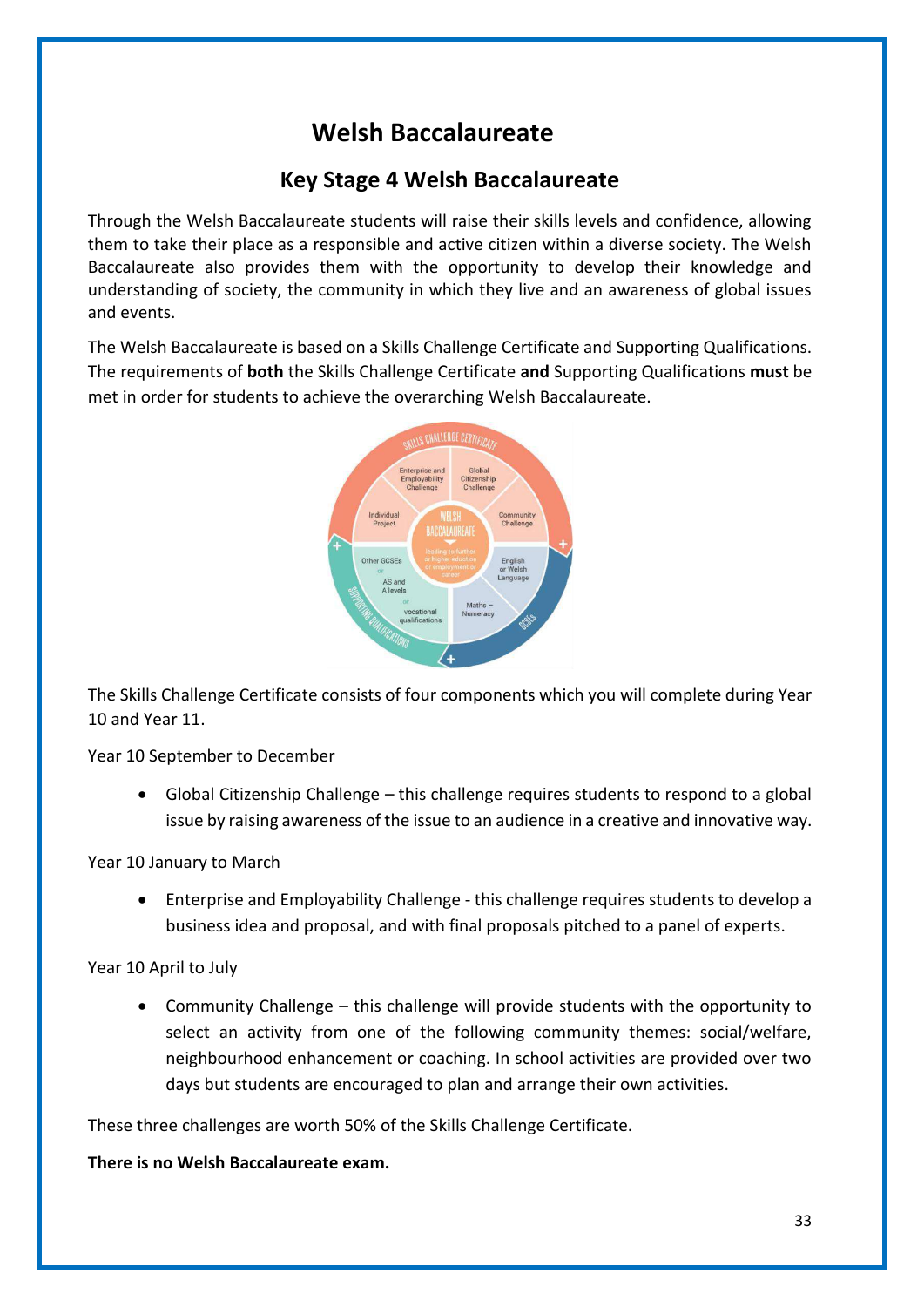# Welsh Baccalaureate

## Key Stage 4 Welsh Baccalaureate

Through the Welsh Baccalaureate students will raise their skills levels and confidence, allowing them to take their place as a responsible and active citizen within a diverse society. The Welsh Baccalaureate also provides them with the opportunity to develop their knowledge and understanding of society, the community in which they live and an awareness of global issues and events.

The Welsh Baccalaureate is based on a Skills Challenge Certificate and Supporting Qualifications. The requirements of **both** the Skills Challenge Certificate **and** Supporting Qualifications **must** be met in order for students to achieve the overarching Welsh Baccalaureate.

The Skills Challenge Certificate consists of four components which you will complete during Year 10 and Year 11.

Year 10 September to December

- Global Citizenship Challenge – this challenge requires students to respond to a global issue by raising awareness of the issue to an audience in a creative and innovative way.

Year 10 January to March

- Enterprise and Employability Challenge - this challenge requires students to develop a business idea and proposal, and with final proposals pitched to a panel of experts.

Year 10 April to July

- Community Challenge – this challenge will provide students with the opportunity to select an activity from one of the following community themes: social/welfare, neighbourhood enhancement or coaching. In school activities are provided over two days but students are encouraged to plan and arrange their own activities.

These three challenges are worth 50% of the Skills Challenge Certificate.

**There is no Welsh Baccalaureate exam.**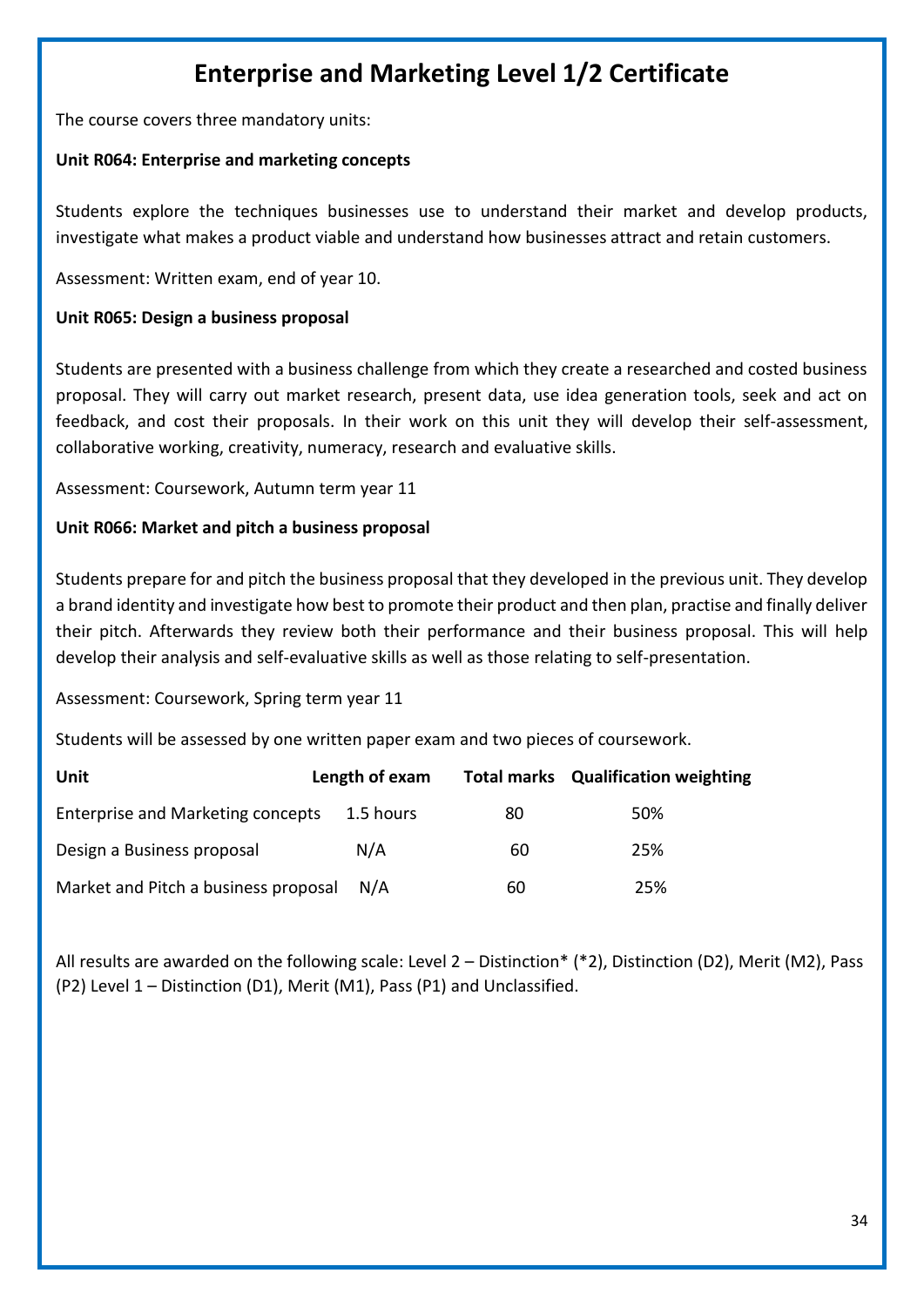# Enterprise and Marketing Level 1/2 Certificate

The course covers three mandatory units:

**Unit R064: Enterprise and marketing concepts**

Students explore the techniques businesses use to understand their market and develop products, investigate what makes a product viable and understand how businesses attract and retain customers.

Assessment: Written exam, end of year 10.

**Unit R065: Design a business proposal**

Students are presented with a business challenge from which they create a researched and costed business proposal. They will carry out market research, present data, use idea generation tools, seek and act on feedback, and cost their proposals. In their work on this unit they will develop their self-assessment, collaborative working, creativity, numeracy, research and evaluative skills.

Assessment: Coursework, Autumn term year 11

**Unit R066: Market and pitch a business proposal**

Students prepare for and pitch the business proposal that they developed in the previous unit. They develop a brand identity and investigate how best to promote their product and then plan, practise and finally deliver their pitch. Afterwards they review both their performance and their business proposal. This will help develop their analysis and self-evaluative skills as well as those relating to self-presentation.

Assessment: Coursework, Spring term year 11

Students will be assessed by one written paper exam and two pieces of coursework.

| Unit | Length of exam | Total marks | Qualification weighting |
|---|---|---|---|
| Enterprise and Marketing concepts | 1.5 hours | 80 | 50% |
| Design a Business proposal | N/A | 60 | 25% |
| Market and Pitch a business proposal | N/A | 60 | 25% |

All results are awarded on the following scale: Level 2 – Distinction* (*2), Distinction (D2), Merit (M2), Pass (P2) Level 1 – Distinction (D1), Merit (M1), Pass (P1) and Unclassified.